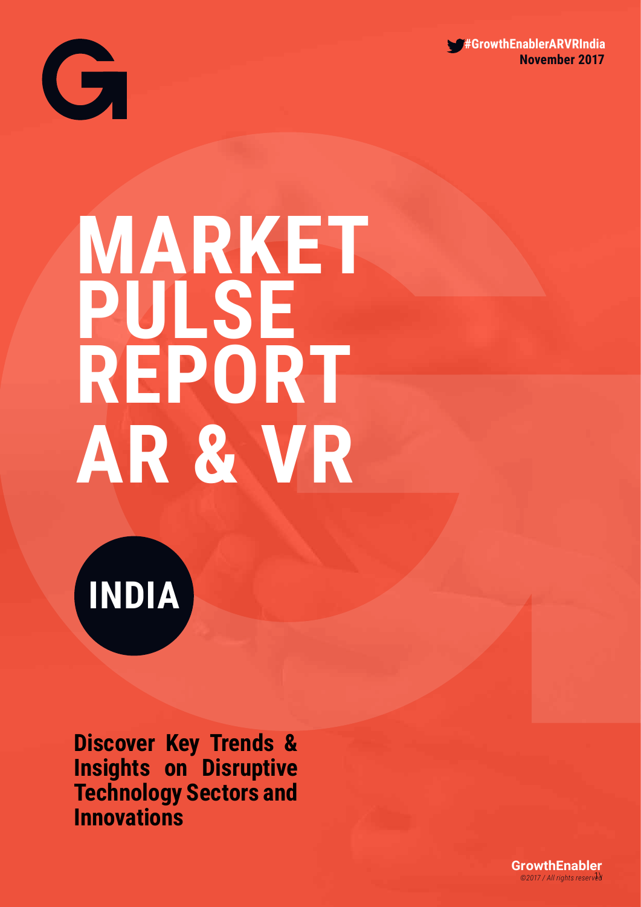#GrowthEnablerARVRIndia
November 2017

# MARKET PULSE REPORT AR & VR

## INDIA

**Discover Key Trends & Insights on Disruptive Technology Sectors and Innovations**

GrowthEnabler
*©2017 / All rights reserved*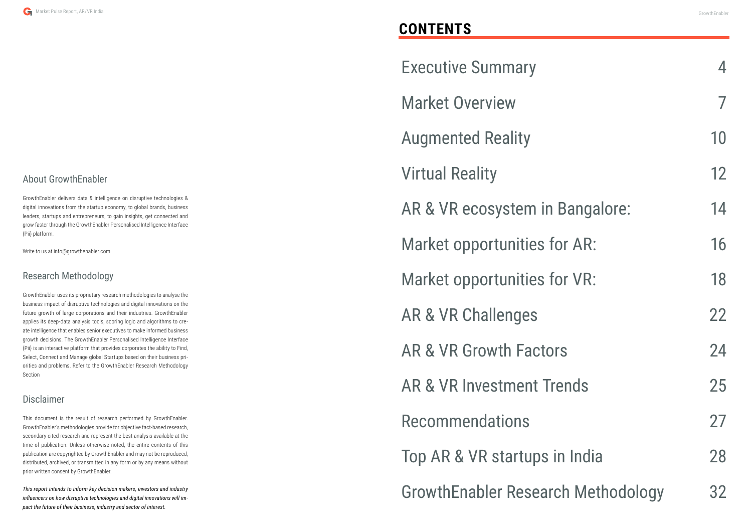## About GrowthEnabler

GrowthEnabler delivers data & intelligence on disruptive technologies & digital innovations from the startup economy, to global brands, business leaders, startups and entrepreneurs, to gain insights, get connected and grow faster through the GrowthEnabler Personalised Intelligence Interface (Pii) platform.

Write to us at info@growthenabler.com

## Research Methodology

GrowthEnabler uses its proprietary research methodologies to analyse the business impact of disruptive technologies and digital innovations on the future growth of large corporations and their industries. GrowthEnabler applies its deep-data analysis tools, scoring logic and algorithms to create intelligence that enables senior executives to make informed business growth decisions. The GrowthEnabler Personalised Intelligence Interface (Pii) is an interactive platform that provides corporates the ability to Find, Select, Connect and Manage global Startups based on their business priorities and problems. Refer to the GrowthEnabler Research Methodology Section

## Disclaimer

This document is the result of research performed by GrowthEnabler. GrowthEnabler's methodologies provide for objective fact-based research, secondary cited research and represent the best analysis available at the time of publication. Unless otherwise noted, the entire contents of this publication are copyrighted by GrowthEnabler and may not be reproduced, distributed, archived, or transmitted in any form or by any means without prior written consent by GrowthEnabler.

***This report intends to inform key decision makers, investors and industry influencers on how disruptive technologies and digital innovations will impact the future of their business, industry and sector of interest.***

# CONTENTS

| | |
|---|---|
| Executive Summary | 4 |
| Market Overview | 7 |
| Augmented Reality | 10 |
| Virtual Reality | 12 |
| AR & VR ecosystem in Bangalore: | 14 |
| Market opportunities for AR: | 16 |
| Market opportunities for VR: | 18 |
| AR & VR Challenges | 22 |
| AR & VR Growth Factors | 24 |
| AR & VR Investment Trends | 25 |
| Recommendations | 27 |
| Top AR & VR startups in India | 28 |
| GrowthEnabler Research Methodology | 32 |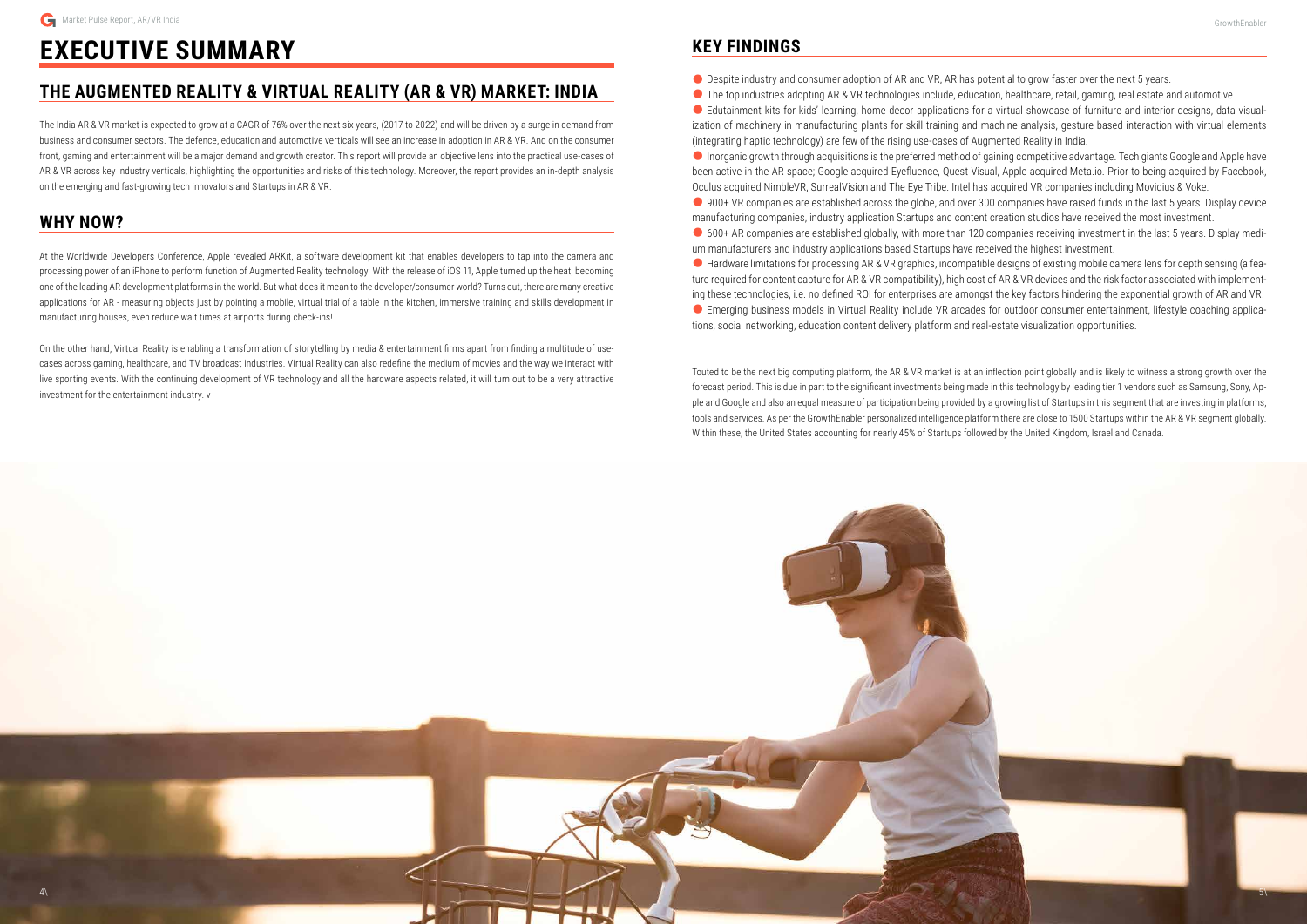# EXECUTIVE SUMMARY

## THE AUGMENTED REALITY & VIRTUAL REALITY (AR & VR) MARKET: INDIA

The India AR & VR market is expected to grow at a CAGR of 76% over the next six years, (2017 to 2022) and will be driven by a surge in demand from business and consumer sectors. The defence, education and automotive verticals will see an increase in adoption in AR & VR. And on the consumer front, gaming and entertainment will be a major demand and growth creator. This report will provide an objective lens into the practical use-cases of AR & VR across key industry verticals, highlighting the opportunities and risks of this technology. Moreover, the report provides an in-depth analysis on the emerging and fast-growing tech innovators and Startups in AR & VR.

## WHY NOW?

At the Worldwide Developers Conference, Apple revealed ARKit, a software development kit that enables developers to tap into the camera and processing power of an iPhone to perform function of Augmented Reality technology. With the release of iOS 11, Apple turned up the heat, becoming one of the leading AR development platforms in the world. But what does it mean to the developer/consumer world? Turns out, there are many creative applications for AR - measuring objects just by pointing a mobile, virtual trial of a table in the kitchen, immersive training and skills development in manufacturing houses, even reduce wait times at airports during check-ins!

On the other hand, Virtual Reality is enabling a transformation of storytelling by media & entertainment firms apart from finding a multitude of use-cases across gaming, healthcare, and TV broadcast industries. Virtual Reality can also redefine the medium of movies and the way we interact with live sporting events. With the continuing development of VR technology and all the hardware aspects related, it will turn out to be a very attractive investment for the entertainment industry. v

## KEY FINDINGS

- Despite industry and consumer adoption of AR and VR, AR has potential to grow faster over the next 5 years.
- The top industries adopting AR & VR technologies include, education, healthcare, retail, gaming, real estate and automotive
- Edutainment kits for kids' learning, home decor applications for a virtual showcase of furniture and interior designs, data visualization of machinery in manufacturing plants for skill training and machine analysis, gesture based interaction with virtual elements (integrating haptic technology) are few of the rising use-cases of Augmented Reality in India.
- Inorganic growth through acquisitions is the preferred method of gaining competitive advantage. Tech giants Google and Apple have been active in the AR space; Google acquired Eyefluence, Quest Visual, Apple acquired Meta.io. Prior to being acquired by Facebook, Oculus acquired NimbleVR, SurrealVision and The Eye Tribe. Intel has acquired VR companies including Movidius & Voke.
- 900+ VR companies are established across the globe, and over 300 companies have raised funds in the last 5 years. Display device manufacturing companies, industry application Startups and content creation studios have received the most investment.
- 600+ AR companies are established globally, with more than 120 companies receiving investment in the last 5 years. Display medium manufacturers and industry applications based Startups have received the highest investment.
- Hardware limitations for processing AR & VR graphics, incompatible designs of existing mobile camera lens for depth sensing (a feature required for content capture for AR & VR compatibility), high cost of AR & VR devices and the risk factor associated with implementing these technologies, i.e. no defined ROI for enterprises are amongst the key factors hindering the exponential growth of AR and VR.
- Emerging business models in Virtual Reality include VR arcades for outdoor consumer entertainment, lifestyle coaching applications, social networking, education content delivery platform and real-estate visualization opportunities.

Touted to be the next big computing platform, the AR & VR market is at an inflection point globally and is likely to witness a strong growth over the forecast period. This is due in part to the significant investments being made in this technology by leading tier 1 vendors such as Samsung, Sony, Apple and Google and also an equal measure of participation being provided by a growing list of Startups in this segment that are investing in platforms, tools and services. As per the GrowthEnabler personalized intelligence platform there are close to 1500 Startups within the AR & VR segment globally. Within these, the United States accounting for nearly 45% of Startups followed by the United Kingdom, Israel and Canada.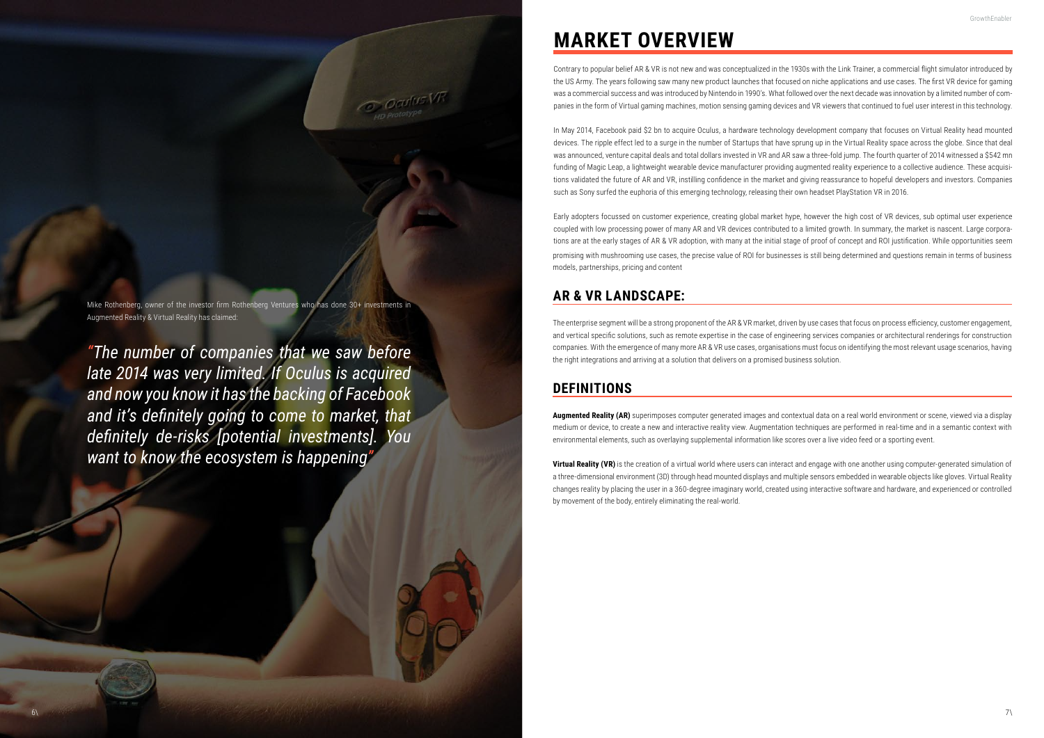Mike Rothenberg, owner of the investor firm Rothenberg Ventures who has done 30+ investments in Augmented Reality & Virtual Reality has claimed:

*"The number of companies that we saw before late 2014 was very limited. If Oculus is acquired and now you know it has the backing of Facebook and it's definitely going to come to market, that definitely de-risks [potential investments]. You want to know the ecosystem is happening"*

# MARKET OVERVIEW

Contrary to popular belief AR & VR is not new and was conceptualized in the 1930s with the Link Trainer, a commercial flight simulator introduced by the US Army. The years following saw many new product launches that focused on niche applications and use cases. The first VR device for gaming was a commercial success and was introduced by Nintendo in 1990's. What followed over the next decade was innovation by a limited number of companies in the form of Virtual gaming machines, motion sensing gaming devices and VR viewers that continued to fuel user interest in this technology.

In May 2014, Facebook paid $2 bn to acquire Oculus, a hardware technology development company that focuses on Virtual Reality head mounted devices. The ripple effect led to a surge in the number of Startups that have sprung up in the Virtual Reality space across the globe. Since that deal was announced, venture capital deals and total dollars invested in VR and AR saw a three-fold jump. The fourth quarter of 2014 witnessed a $542 mn funding of Magic Leap, a lightweight wearable device manufacturer providing augmented reality experience to a collective audience. These acquisitions validated the future of AR and VR, instilling confidence in the market and giving reassurance to hopeful developers and investors. Companies such as Sony surfed the euphoria of this emerging technology, releasing their own headset PlayStation VR in 2016.

Early adopters focussed on customer experience, creating global market hype, however the high cost of VR devices, sub optimal user experience coupled with low processing power of many AR and VR devices contributed to a limited growth. In summary, the market is nascent. Large corporations are at the early stages of AR & VR adoption, with many at the initial stage of proof of concept and ROI justification. While opportunities seem promising with mushrooming use cases, the precise value of ROI for businesses is still being determined and questions remain in terms of business models, partnerships, pricing and content

## AR & VR LANDSCAPE:

The enterprise segment will be a strong proponent of the AR & VR market, driven by use cases that focus on process efficiency, customer engagement, and vertical specific solutions, such as remote expertise in the case of engineering services companies or architectural renderings for construction companies. With the emergence of many more AR & VR use cases, organisations must focus on identifying the most relevant usage scenarios, having the right integrations and arriving at a solution that delivers on a promised business solution.

## DEFINITIONS

**Augmented Reality (AR)** superimposes computer generated images and contextual data on a real world environment or scene, viewed via a display medium or device, to create a new and interactive reality view. Augmentation techniques are performed in real-time and in a semantic context with environmental elements, such as overlaying supplemental information like scores over a live video feed or a sporting event.

**Virtual Reality (VR)** is the creation of a virtual world where users can interact and engage with one another using computer-generated simulation of a three-dimensional environment (3D) through head mounted displays and multiple sensors embedded in wearable objects like gloves. Virtual Reality changes reality by placing the user in a 360-degree imaginary world, created using interactive software and hardware, and experienced or controlled by movement of the body, entirely eliminating the real-world.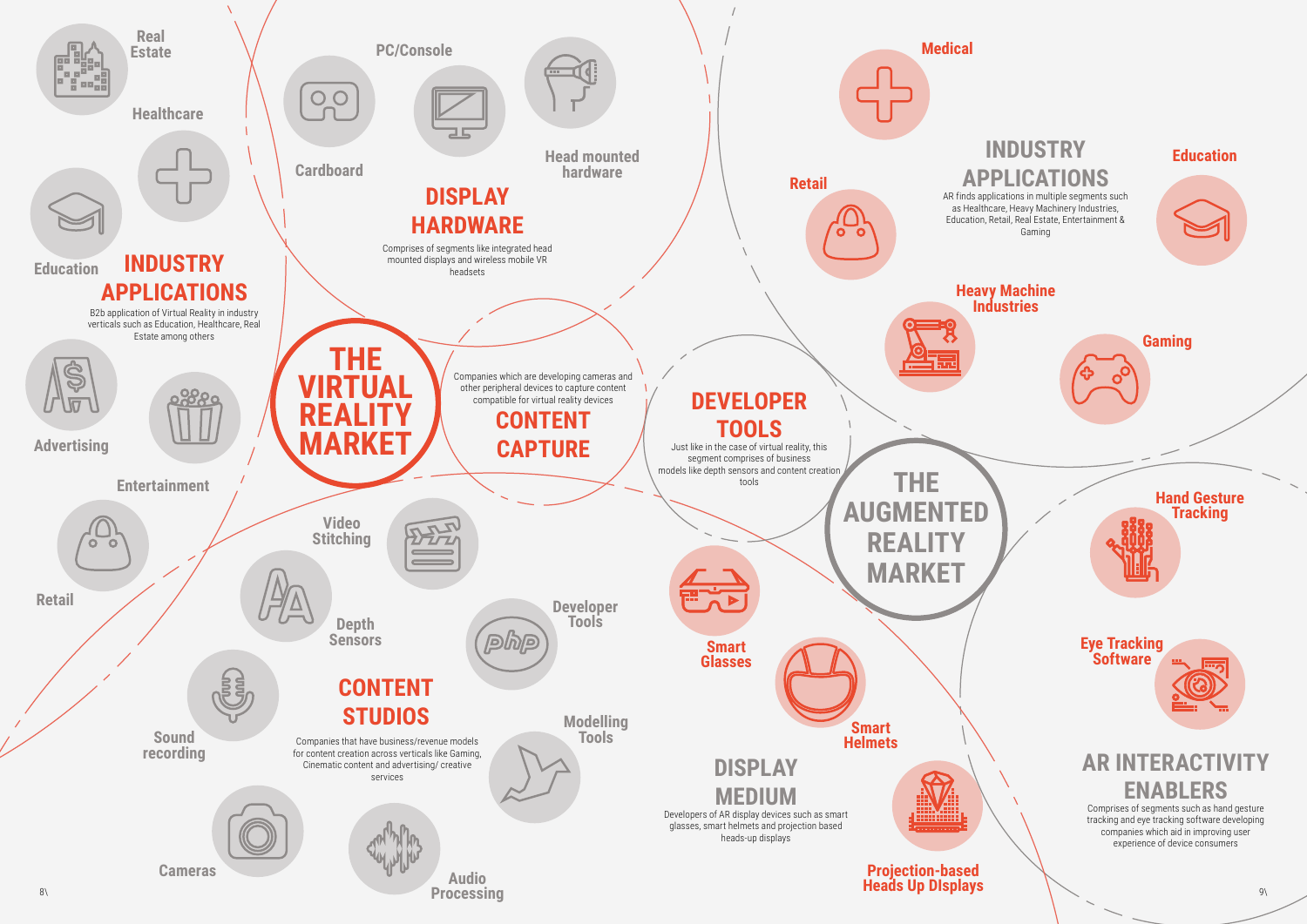# THE VIRTUAL REALITY MARKET

## INDUSTRY APPLICATIONS

B2b application of Virtual Reality in industry verticals such as Education, Healthcare, Real Estate among others

- Real Estate
- Healthcare
- Education
- Advertising
- Entertainment
- Retail

## DISPLAY HARDWARE

Comprises of segments like integrated head mounted displays and wireless mobile VR headsets

- Cardboard
- PC/Console
- Head mounted hardware

## CONTENT CAPTURE

Companies which are developing cameras and other peripheral devices to capture content compatible for virtual reality devices

## CONTENT STUDIOS

Companies that have business/revenue models for content creation across verticals like Gaming, Cinematic content and advertising/ creative services

- Video Stitching
- Depth Sensors
- Developer Tools
- Sound recording
- Modelling Tools
- Cameras
- Audio Processing

## DEVELOPER TOOLS

Just like in the case of virtual reality, this segment comprises of business models like depth sensors and content creation tools

# THE AUGMENTED REALITY MARKET

## INDUSTRY APPLICATIONS

AR finds applications in multiple segments such as Healthcare, Heavy Machinery Industries, Education, Retail, Real Estate, Entertainment & Gaming

- Medical
- Retail
- Education
- Heavy Machine Industries
- Gaming

## DISPLAY MEDIUM

Developers of AR display devices such as smart glasses, smart helmets and projection based heads-up displays

- Smart Glasses
- Smart Helmets
- Projection-based Heads Up DIsplays

## AR INTERACTIVITY ENABLERS

Comprises of segments such as hand gesture tracking and eye tracking software developing companies which aid in improving user experience of device consumers

- Hand Gesture Tracking
- Eye Tracking Software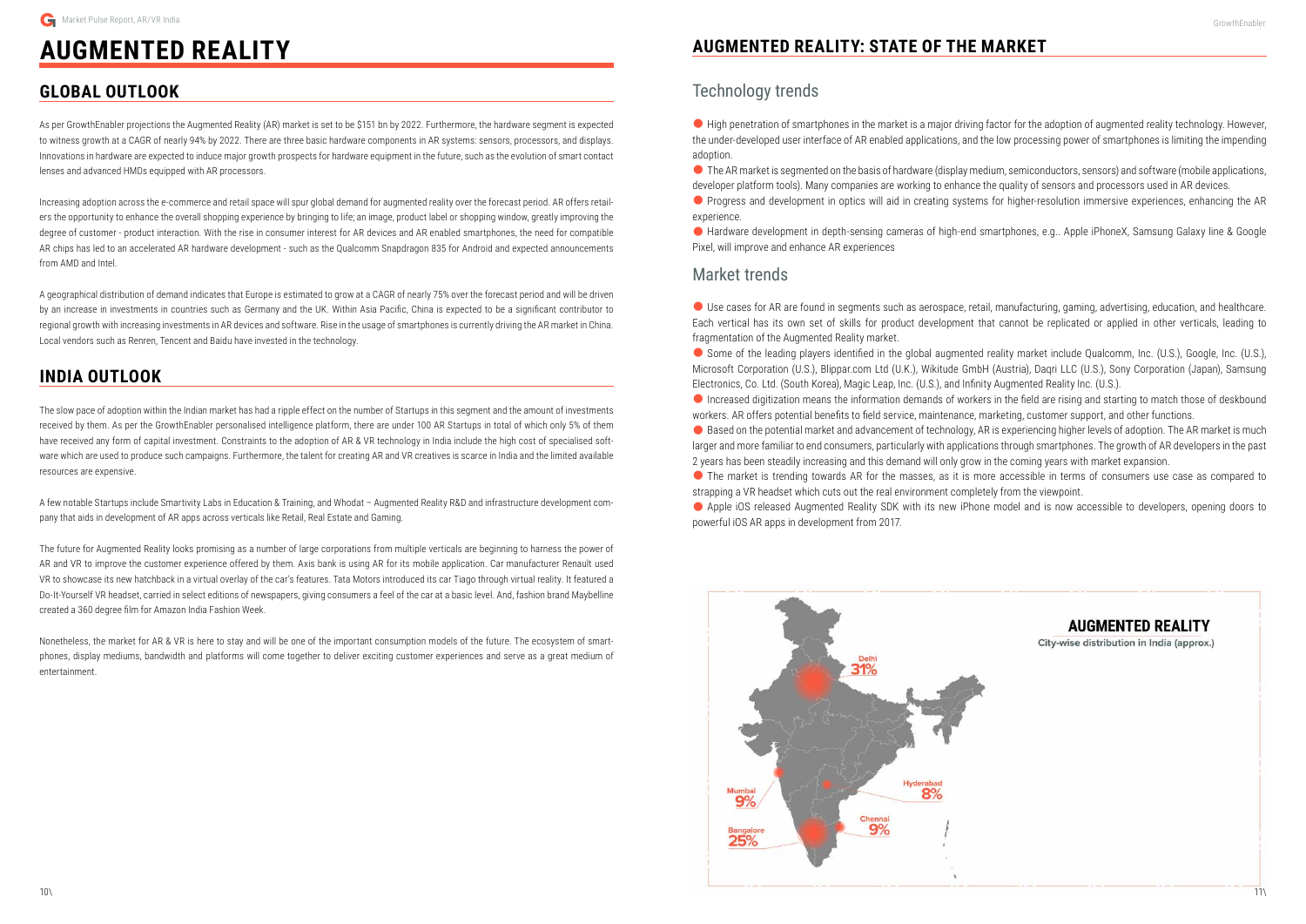# AUGMENTED REALITY

## GLOBAL OUTLOOK

As per GrowthEnabler projections the Augmented Reality (AR) market is set to be $151 bn by 2022. Furthermore, the hardware segment is expected to witness growth at a CAGR of nearly 94% by 2022. There are three basic hardware components in AR systems: sensors, processors, and displays. Innovations in hardware are expected to induce major growth prospects for hardware equipment in the future, such as the evolution of smart contact lenses and advanced HMDs equipped with AR processors.

Increasing adoption across the e-commerce and retail space will spur global demand for augmented reality over the forecast period. AR offers retailers the opportunity to enhance the overall shopping experience by bringing to life; an image, product label or shopping window, greatly improving the degree of customer - product interaction. With the rise in consumer interest for AR devices and AR enabled smartphones, the need for compatible AR chips has led to an accelerated AR hardware development - such as the Qualcomm Snapdragon 835 for Android and expected announcements from AMD and Intel.

A geographical distribution of demand indicates that Europe is estimated to grow at a CAGR of nearly 75% over the forecast period and will be driven by an increase in investments in countries such as Germany and the UK. Within Asia Pacific, China is expected to be a significant contributor to regional growth with increasing investments in AR devices and software. Rise in the usage of smartphones is currently driving the AR market in China. Local vendors such as Renren, Tencent and Baidu have invested in the technology.

## INDIA OUTLOOK

The slow pace of adoption within the Indian market has had a ripple effect on the number of Startups in this segment and the amount of investments received by them. As per the GrowthEnabler personalised intelligence platform, there are under 100 AR Startups in total of which only 5% of them have received any form of capital investment. Constraints to the adoption of AR & VR technology in India include the high cost of specialised software which are used to produce such campaigns. Furthermore, the talent for creating AR and VR creatives is scarce in India and the limited available resources are expensive.

A few notable Startups include Smartivity Labs in Education & Training, and Whodat – Augmented Reality R&D and infrastructure development company that aids in development of AR apps across verticals like Retail, Real Estate and Gaming.

The future for Augmented Reality looks promising as a number of large corporations from multiple verticals are beginning to harness the power of AR and VR to improve the customer experience offered by them. Axis bank is using AR for its mobile application. Car manufacturer Renault used VR to showcase its new hatchback in a virtual overlay of the car's features. Tata Motors introduced its car Tiago through virtual reality. It featured a Do-It-Yourself VR headset, carried in select editions of newspapers, giving consumers a feel of the car at a basic level. And, fashion brand Maybelline created a 360 degree film for Amazon India Fashion Week.

Nonetheless, the market for AR & VR is here to stay and will be one of the important consumption models of the future. The ecosystem of smartphones, display mediums, bandwidth and platforms will come together to deliver exciting customer experiences and serve as a great medium of entertainment.

## AUGMENTED REALITY: STATE OF THE MARKET

### Technology trends

- High penetration of smartphones in the market is a major driving factor for the adoption of augmented reality technology. However, the under-developed user interface of AR enabled applications, and the low processing power of smartphones is limiting the impending adoption.
- The AR market is segmented on the basis of hardware (display medium, semiconductors, sensors) and software (mobile applications, developer platform tools). Many companies are working to enhance the quality of sensors and processors used in AR devices.
- Progress and development in optics will aid in creating systems for higher-resolution immersive experiences, enhancing the AR experience.
- Hardware development in depth-sensing cameras of high-end smartphones, e.g.. Apple iPhoneX, Samsung Galaxy line & Google Pixel, will improve and enhance AR experiences

### Market trends

- Use cases for AR are found in segments such as aerospace, retail, manufacturing, gaming, advertising, education, and healthcare. Each vertical has its own set of skills for product development that cannot be replicated or applied in other verticals, leading to fragmentation of the Augmented Reality market.
- Some of the leading players identified in the global augmented reality market include Qualcomm, Inc. (U.S.), Google, Inc. (U.S.), Microsoft Corporation (U.S.), Blippar.com Ltd (U.K.), Wikitude GmbH (Austria), Daqri LLC (U.S.), Sony Corporation (Japan), Samsung Electronics, Co. Ltd. (South Korea), Magic Leap, Inc. (U.S.), and Infinity Augmented Reality Inc. (U.S.).
- Increased digitization means the information demands of workers in the field are rising and starting to match those of deskbound workers. AR offers potential benefits to field service, maintenance, marketing, customer support, and other functions.
- Based on the potential market and advancement of technology, AR is experiencing higher levels of adoption. The AR market is much larger and more familiar to end consumers, particularly with applications through smartphones. The growth of AR developers in the past 2 years has been steadily increasing and this demand will only grow in the coming years with market expansion.
- The market is trending towards AR for the masses, as it is more accessible in terms of consumers use case as compared to strapping a VR headset which cuts out the real environment completely from the viewpoint.
- Apple iOS released Augmented Reality SDK with its new iPhone model and is now accessible to developers, opening doors to powerful iOS AR apps in development from 2017.

**AUGMENTED REALITY**
City-wise distribution in India (approx.)

- Delhi 31%
- Bangalore 25%
- Mumbai 9%
- Chennai 9%
- Hyderabad 8%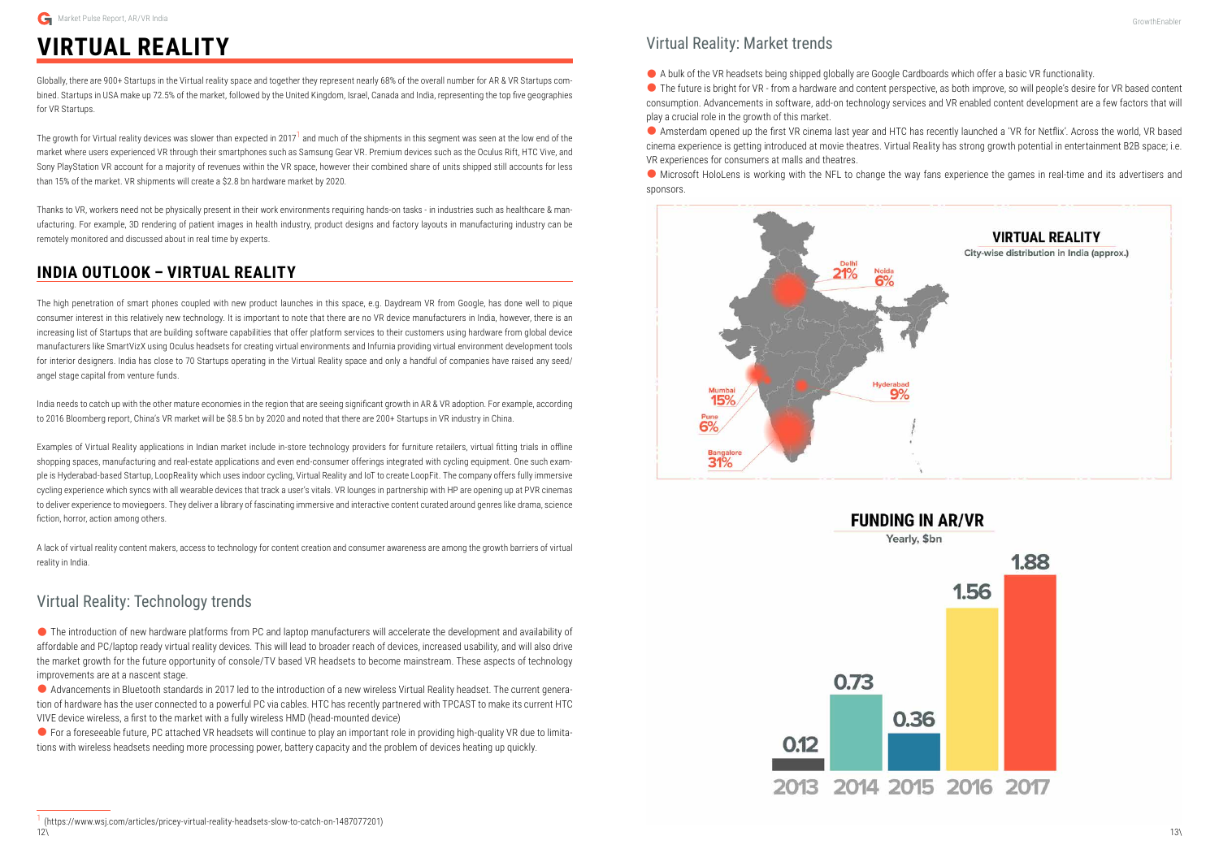# VIRTUAL REALITY

Globally, there are 900+ Startups in the Virtual reality space and together they represent nearly 68% of the overall number for AR & VR Startups combined. Startups in USA make up 72.5% of the market, followed by the United Kingdom, Israel, Canada and India, representing the top five geographies for VR Startups.

The growth for Virtual reality devices was slower than expected in 2017[1] and much of the shipments in this segment was seen at the low end of the market where users experienced VR through their smartphones such as Samsung Gear VR. Premium devices such as the Oculus Rift, HTC Vive, and Sony PlayStation VR account for a majority of revenues within the VR space, however their combined share of units shipped still accounts for less than 15% of the market. VR shipments will create a $2.8 bn hardware market by 2020.

Thanks to VR, workers need not be physically present in their work environments requiring hands-on tasks - in industries such as healthcare & manufacturing. For example, 3D rendering of patient images in health industry, product designs and factory layouts in manufacturing industry can be remotely monitored and discussed about in real time by experts.

## INDIA OUTLOOK – VIRTUAL REALITY

The high penetration of smart phones coupled with new product launches in this space, e.g. Daydream VR from Google, has done well to pique consumer interest in this relatively new technology. It is important to note that there are no VR device manufacturers in India, however, there is an increasing list of Startups that are building software capabilities that offer platform services to their customers using hardware from global device manufacturers like SmartVizX using Oculus headsets for creating virtual environments and Infurnia providing virtual environment development tools for interior designers. India has close to 70 Startups operating in the Virtual Reality space and only a handful of companies have raised any seed/angel stage capital from venture funds.

India needs to catch up with the other mature economies in the region that are seeing significant growth in AR & VR adoption. For example, according to 2016 Bloomberg report, China's VR market will be $8.5 bn by 2020 and noted that there are 200+ Startups in VR industry in China.

Examples of Virtual Reality applications in Indian market include in-store technology providers for furniture retailers, virtual fitting trials in offline shopping spaces, manufacturing and real-estate applications and even end-consumer offerings integrated with cycling equipment. One such example is Hyderabad-based Startup, LoopReality which uses indoor cycling, Virtual Reality and IoT to create LoopFit. The company offers fully immersive cycling experience which syncs with all wearable devices that track a user's vitals. VR lounges in partnership with HP are opening up at PVR cinemas to deliver experience to moviegoers. They deliver a library of fascinating immersive and interactive content curated around genres like drama, science fiction, horror, action among others.

A lack of virtual reality content makers, access to technology for content creation and consumer awareness are among the growth barriers of virtual reality in India.

## Virtual Reality: Technology trends

- The introduction of new hardware platforms from PC and laptop manufacturers will accelerate the development and availability of affordable and PC/laptop ready virtual reality devices. This will lead to broader reach of devices, increased usability, and will also drive the market growth for the future opportunity of console/TV based VR headsets to become mainstream. These aspects of technology improvements are at a nascent stage.
- Advancements in Bluetooth standards in 2017 led to the introduction of a new wireless Virtual Reality headset. The current generation of hardware has the user connected to a powerful PC via cables. HTC has recently partnered with TPCAST to make its current HTC VIVE device wireless, a first to the market with a fully wireless HMD (head-mounted device)
- For a foreseeable future, PC attached VR headsets will continue to play an important role in providing high-quality VR due to limitations with wireless headsets needing more processing power, battery capacity and the problem of devices heating up quickly.

## Virtual Reality: Market trends

- A bulk of the VR headsets being shipped globally are Google Cardboards which offer a basic VR functionality.
- The future is bright for VR - from a hardware and content perspective, as both improve, so will people's desire for VR based content consumption. Advancements in software, add-on technology services and VR enabled content development are a few factors that will play a crucial role in the growth of this market.
- Amsterdam opened up the first VR cinema last year and HTC has recently launched a 'VR for Netflix'. Across the world, VR based cinema experience is getting introduced at movie theatres. Virtual Reality has strong growth potential in entertainment B2B space; i.e. VR experiences for consumers at malls and theatres.
- Microsoft HoloLens is working with the NFL to change the way fans experience the games in real-time and its advertisers and sponsors.

**VIRTUAL REALITY**
City-wise distribution in India (approx.)

| City | Share |
|---|---|
| Delhi | 21% |
| Noida | 6% |
| Mumbai | 15% |
| Pune | 6% |
| Hyderabad | 9% |
| Bangalore | 31% |

**FUNDING IN AR/VR**
Yearly, $bn

| Year | Funding ($bn) |
|---|---|
| 2013 | 0.12 |
| 2014 | 0.73 |
| 2015 | 0.36 |
| 2016 | 1.56 |
| 2017 | 1.88 |

[1] (https://www.wsj.com/articles/pricey-virtual-reality-headsets-slow-to-catch-on-1487077201)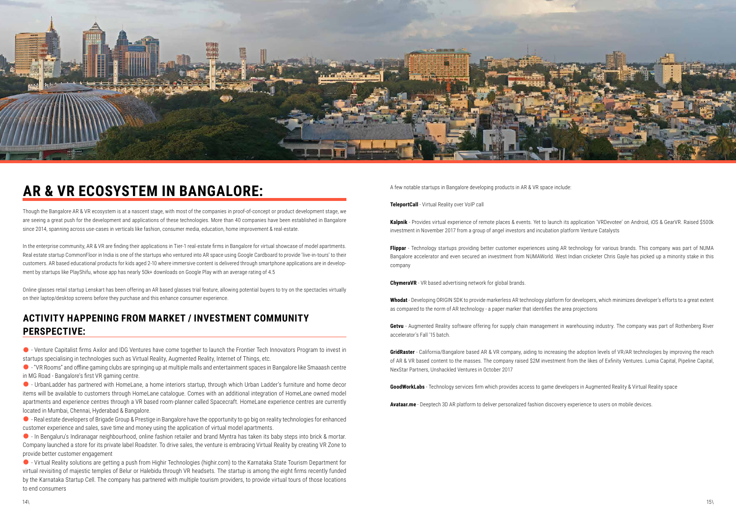# AR & VR ECOSYSTEM IN BANGALORE:

Though the Bangalore AR & VR ecosystem is at a nascent stage, with most of the companies in proof-of-concept or product development stage, we are seeing a great push for the development and applications of these technologies. More than 40 companies have been established in Bangalore since 2014, spanning across use-cases in verticals like fashion, consumer media, education, home improvement & real-estate.

In the enterprise community, AR & VR are finding their applications in Tier-1 real-estate firms in Bangalore for virtual showcase of model apartments. Real estate startup CommonFloor in India is one of the startups who ventured into AR space using Google Cardboard to provide 'live-in-tours' to their customers. AR based educational products for kids aged 2-10 where immersive content is delivered through smartphone applications are in development by startups like PlayShifu, whose app has nearly 50k+ downloads on Google Play with an average rating of 4.5

Online glasses retail startup Lenskart has been offering an AR based glasses trial feature, allowing potential buyers to try on the spectacles virtually on their laptop/desktop screens before they purchase and this enhance consumer experience.

## ACTIVITY HAPPENING FROM MARKET / INVESTMENT COMMUNITY PERSPECTIVE:

- Venture Capitalist firms Axilor and IDG Ventures have come together to launch the Frontier Tech Innovators Program to invest in startups specialising in technologies such as Virtual Reality, Augmented Reality, Internet of Things, etc.
- "VR Rooms" and offline gaming clubs are springing up at multiple malls and entertainment spaces in Bangalore like Smaaash centre in MG Road - Bangalore's first VR gaming centre.
- UrbanLadder has partnered with HomeLane, a home interiors startup, through which Urban Ladder's furniture and home decor items will be available to customers through HomeLane catalogue. Comes with an additional integration of HomeLane owned model apartments and experience centres through a VR based room-planner called Spacecraft. HomeLane experience centres are currently located in Mumbai, Chennai, Hyderabad & Bangalore.
- Real estate developers of Brigade Group & Prestige in Bangalore have the opportunity to go big on reality technologies for enhanced customer experience and sales, save time and money using the application of virtual model apartments.
- In Bengaluru's Indiranagar neighbourhood, online fashion retailer and brand Myntra has taken its baby steps into brick & mortar. Company launched a store for its private label Roadster. To drive sales, the venture is embracing Virtual Reality by creating VR Zone to provide better customer engagement
- Virtual Reality solutions are getting a push from Highir Technologies (highir.com) to the Karnataka State Tourism Department for virtual revisiting of majestic temples of Belur or Halebidu through VR headsets. The startup is among the eight firms recently funded by the Karnataka Startup Cell. The company has partnered with multiple tourism providers, to provide virtual tours of those locations to end consumers

A few notable startups in Bangalore developing products in AR & VR space include:

**TeleportCall** - Virtual Reality over VoIP call

**Kalpnik** - Provides virtual experience of remote places & events. Yet to launch its application 'VRDevotee' on Android, iOS & GearVR. Raised $500k investment in November 2017 from a group of angel investors and incubation platform Venture Catalysts

**Flippar** - Technology startups providing better customer experiences using AR technology for various brands. This company was part of NUMA Bangalore accelerator and even secured an investment from NUMAWorld. West Indian cricketer Chris Gayle has picked up a minority stake in this company

**ChymeraVR** - VR based advertising network for global brands.

**Whodat** - Developing ORIGIN SDK to provide markerless AR technology platform for developers, which minimizes developer's efforts to a great extent as compared to the norm of AR technology - a paper marker that identifies the area projections

**Getvu** - Augmented Reality software offering for supply chain management in warehousing industry. The company was part of Rothenberg River accelerator's Fall '15 batch.

**GridRaster** - California/Bangalore based AR & VR company, aiding to increasing the adoption levels of VR/AR technologies by improving the reach of AR & VR based content to the masses. The company raised $2M investment from the likes of Exfinity Ventures. Lumia Capital, Pipeline Capital, NexStar Partners, Unshackled Ventures in October 2017

**GoodWorkLabs** - Technology services firm which provides access to game developers in Augmented Reality & Virtual Reality space

**Avataar.me** - Deeptech 3D AR platform to deliver personalized fashion discovery experience to users on mobile devices.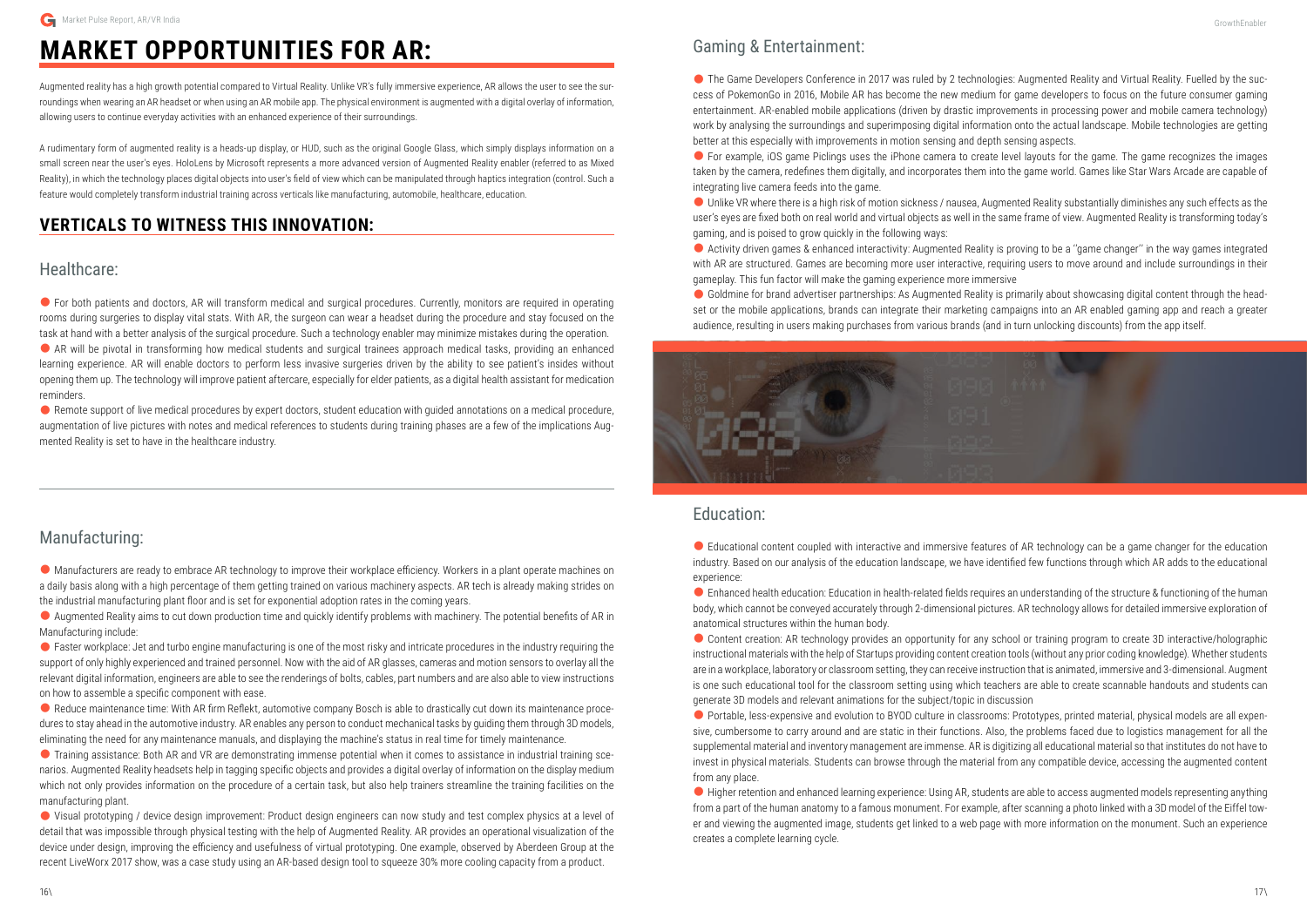# MARKET OPPORTUNITIES FOR AR:

Augmented reality has a high growth potential compared to Virtual Reality. Unlike VR's fully immersive experience, AR allows the user to see the surroundings when wearing an AR headset or when using an AR mobile app. The physical environment is augmented with a digital overlay of information, allowing users to continue everyday activities with an enhanced experience of their surroundings.

A rudimentary form of augmented reality is a heads-up display, or HUD, such as the original Google Glass, which simply displays information on a small screen near the user's eyes. HoloLens by Microsoft represents a more advanced version of Augmented Reality enabler (referred to as Mixed Reality), in which the technology places digital objects into user's field of view which can be manipulated through haptics integration (control. Such a feature would completely transform industrial training across verticals like manufacturing, automobile, healthcare, education.

## VERTICALS TO WITNESS THIS INNOVATION:

### Healthcare:

- For both patients and doctors, AR will transform medical and surgical procedures. Currently, monitors are required in operating rooms during surgeries to display vital stats. With AR, the surgeon can wear a headset during the procedure and stay focused on the task at hand with a better analysis of the surgical procedure. Such a technology enabler may minimize mistakes during the operation.
- AR will be pivotal in transforming how medical students and surgical trainees approach medical tasks, providing an enhanced learning experience. AR will enable doctors to perform less invasive surgeries driven by the ability to see patient's insides without opening them up. The technology will improve patient aftercare, especially for elder patients, as a digital health assistant for medication reminders.
- Remote support of live medical procedures by expert doctors, student education with guided annotations on a medical procedure, augmentation of live pictures with notes and medical references to students during training phases are a few of the implications Augmented Reality is set to have in the healthcare industry.

### Manufacturing:

- Manufacturers are ready to embrace AR technology to improve their workplace efficiency. Workers in a plant operate machines on a daily basis along with a high percentage of them getting trained on various machinery aspects. AR tech is already making strides on the industrial manufacturing plant floor and is set for exponential adoption rates in the coming years.
- Augmented Reality aims to cut down production time and quickly identify problems with machinery. The potential benefits of AR in Manufacturing include:
- Faster workplace: Jet and turbo engine manufacturing is one of the most risky and intricate procedures in the industry requiring the support of only highly experienced and trained personnel. Now with the aid of AR glasses, cameras and motion sensors to overlay all the relevant digital information, engineers are able to see the renderings of bolts, cables, part numbers and are also able to view instructions on how to assemble a specific component with ease.
- Reduce maintenance time: With AR firm Reflekt, automotive company Bosch is able to drastically cut down its maintenance procedures to stay ahead in the automotive industry. AR enables any person to conduct mechanical tasks by guiding them through 3D models, eliminating the need for any maintenance manuals, and displaying the machine's status in real time for timely maintenance.
- Training assistance: Both AR and VR are demonstrating immense potential when it comes to assistance in industrial training scenarios. Augmented Reality headsets help in tagging specific objects and provides a digital overlay of information on the display medium which not only provides information on the procedure of a certain task, but also help trainers streamline the training facilities on the manufacturing plant.
- Visual prototyping / device design improvement: Product design engineers can now study and test complex physics at a level of detail that was impossible through physical testing with the help of Augmented Reality. AR provides an operational visualization of the device under design, improving the efficiency and usefulness of virtual prototyping. One example, observed by Aberdeen Group at the recent LiveWorx 2017 show, was a case study using an AR-based design tool to squeeze 30% more cooling capacity from a product.

### Gaming & Entertainment:

- The Game Developers Conference in 2017 was ruled by 2 technologies: Augmented Reality and Virtual Reality. Fuelled by the success of PokemonGo in 2016, Mobile AR has become the new medium for game developers to focus on the future consumer gaming entertainment. AR-enabled mobile applications (driven by drastic improvements in processing power and mobile camera technology) work by analysing the surroundings and superimposing digital information onto the actual landscape. Mobile technologies are getting better at this especially with improvements in motion sensing and depth sensing aspects.
- For example, iOS game Piclings uses the iPhone camera to create level layouts for the game. The game recognizes the images taken by the camera, redefines them digitally, and incorporates them into the game world. Games like Star Wars Arcade are capable of integrating live camera feeds into the game.
- Unlike VR where there is a high risk of motion sickness / nausea, Augmented Reality substantially diminishes any such effects as the user's eyes are fixed both on real world and virtual objects as well in the same frame of view. Augmented Reality is transforming today's gaming, and is poised to grow quickly in the following ways:
- Activity driven games & enhanced interactivity: Augmented Reality is proving to be a ''game changer'' in the way games integrated with AR are structured. Games are becoming more user interactive, requiring users to move around and include surroundings in their gameplay. This fun factor will make the gaming experience more immersive
- Goldmine for brand advertiser partnerships: As Augmented Reality is primarily about showcasing digital content through the headset or the mobile applications, brands can integrate their marketing campaigns into an AR enabled gaming app and reach a greater audience, resulting in users making purchases from various brands (and in turn unlocking discounts) from the app itself.

### Education:

- Educational content coupled with interactive and immersive features of AR technology can be a game changer for the education industry. Based on our analysis of the education landscape, we have identified few functions through which AR adds to the educational experience:
- Enhanced health education: Education in health-related fields requires an understanding of the structure & functioning of the human body, which cannot be conveyed accurately through 2-dimensional pictures. AR technology allows for detailed immersive exploration of anatomical structures within the human body.
- Content creation: AR technology provides an opportunity for any school or training program to create 3D interactive/holographic instructional materials with the help of Startups providing content creation tools (without any prior coding knowledge). Whether students are in a workplace, laboratory or classroom setting, they can receive instruction that is animated, immersive and 3-dimensional. Augment is one such educational tool for the classroom setting using which teachers are able to create scannable handouts and students can generate 3D models and relevant animations for the subject/topic in discussion
- Portable, less-expensive and evolution to BYOD culture in classrooms: Prototypes, printed material, physical models are all expensive, cumbersome to carry around and are static in their functions. Also, the problems faced due to logistics management for all the supplemental material and inventory management are immense. AR is digitizing all educational material so that institutes do not have to invest in physical materials. Students can browse through the material from any compatible device, accessing the augmented content from any place.
- Higher retention and enhanced learning experience: Using AR, students are able to access augmented models representing anything from a part of the human anatomy to a famous monument. For example, after scanning a photo linked with a 3D model of the Eiffel tower and viewing the augmented image, students get linked to a web page with more information on the monument. Such an experience creates a complete learning cycle.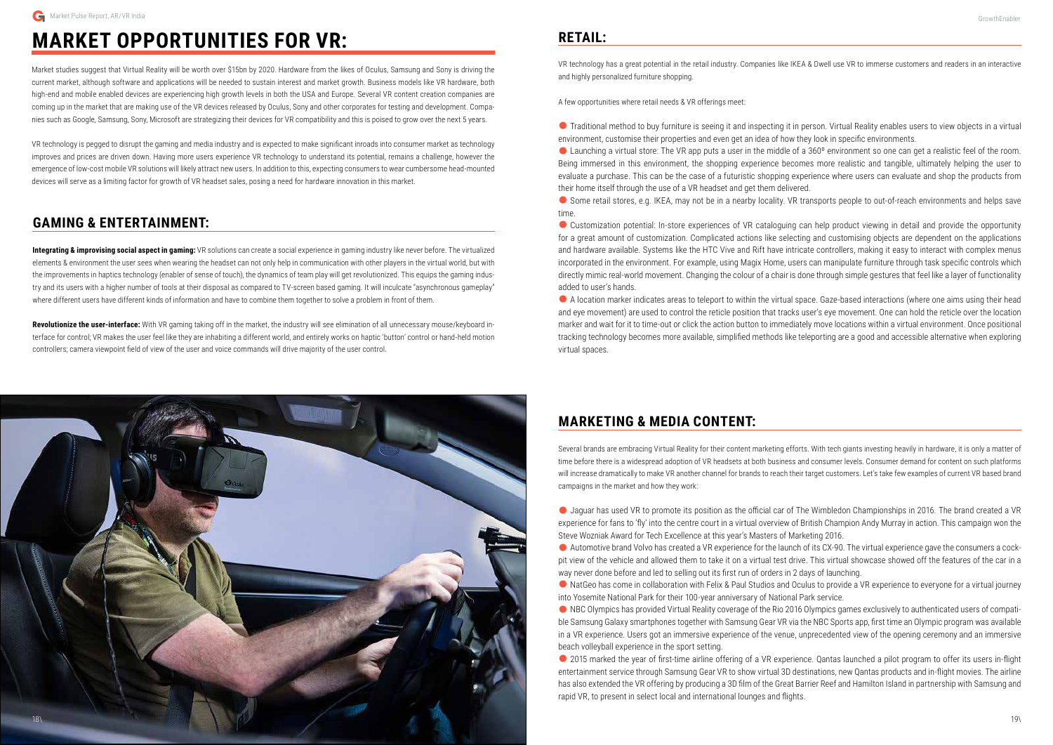# MARKET OPPORTUNITIES FOR VR:

Market studies suggest that Virtual Reality will be worth over $15bn by 2020. Hardware from the likes of Oculus, Samsung and Sony is driving the current market, although software and applications will be needed to sustain interest and market growth. Business models like VR hardware, both high-end and mobile enabled devices are experiencing high growth levels in both the USA and Europe. Several VR content creation companies are coming up in the market that are making use of the VR devices released by Oculus, Sony and other corporates for testing and development. Companies such as Google, Samsung, Sony, Microsoft are strategizing their devices for VR compatibility and this is poised to grow over the next 5 years.

VR technology is pegged to disrupt the gaming and media industry and is expected to make significant inroads into consumer market as technology improves and prices are driven down. Having more users experience VR technology to understand its potential, remains a challenge, however the emergence of low-cost mobile VR solutions will likely attract new users. In addition to this, expecting consumers to wear cumbersome head-mounted devices will serve as a limiting factor for growth of VR headset sales, posing a need for hardware innovation in this market.

## GAMING & ENTERTAINMENT:

**Integrating & improvising social aspect in gaming:** VR solutions can create a social experience in gaming industry like never before. The virtualized elements & environment the user sees when wearing the headset can not only help in communication with other players in the virtual world, but with the improvements in haptics technology (enabler of sense of touch), the dynamics of team play will get revolutionized. This equips the gaming industry and its users with a higher number of tools at their disposal as compared to TV-screen based gaming. It will inculcate "asynchronous gameplay" where different users have different kinds of information and have to combine them together to solve a problem in front of them.

**Revolutionize the user-interface:** With VR gaming taking off in the market, the industry will see elimination of all unnecessary mouse/keyboard interface for control; VR makes the user feel like they are inhabiting a different world, and entirely works on haptic 'button' control or hand-held motion controllers; camera viewpoint field of view of the user and voice commands will drive majority of the user control.

## RETAIL:

VR technology has a great potential in the retail industry. Companies like IKEA & Dwell use VR to immerse customers and readers in an interactive and highly personalized furniture shopping.

A few opportunities where retail needs & VR offerings meet:

- Traditional method to buy furniture is seeing it and inspecting it in person. Virtual Reality enables users to view objects in a virtual environment, customise their properties and even get an idea of how they look in specific environments.
- Launching a virtual store: The VR app puts a user in the middle of a 360º environment so one can get a realistic feel of the room. Being immersed in this environment, the shopping experience becomes more realistic and tangible, ultimately helping the user to evaluate a purchase. This can be the case of a futuristic shopping experience where users can evaluate and shop the products from their home itself through the use of a VR headset and get them delivered.
- Some retail stores, e.g. IKEA, may not be in a nearby locality. VR transports people to out-of-reach environments and helps save time.
- Customization potential: In-store experiences of VR cataloguing can help product viewing in detail and provide the opportunity for a great amount of customization. Complicated actions like selecting and customising objects are dependent on the applications and hardware available. Systems like the HTC Vive and Rift have intricate controllers, making it easy to interact with complex menus incorporated in the environment. For example, using Magix Home, users can manipulate furniture through task specific controls which directly mimic real-world movement. Changing the colour of a chair is done through simple gestures that feel like a layer of functionality added to user's hands.
- A location marker indicates areas to teleport to within the virtual space. Gaze-based interactions (where one aims using their head and eye movement) are used to control the reticle position that tracks user's eye movement. One can hold the reticle over the location marker and wait for it to time-out or click the action button to immediately move locations within a virtual environment. Once positional tracking technology becomes more available, simplified methods like teleporting are a good and accessible alternative when exploring virtual spaces.

## MARKETING & MEDIA CONTENT:

Several brands are embracing Virtual Reality for their content marketing efforts. With tech giants investing heavily in hardware, it is only a matter of time before there is a widespread adoption of VR headsets at both business and consumer levels. Consumer demand for content on such platforms will increase dramatically to make VR another channel for brands to reach their target customers. Let's take few examples of current VR based brand campaigns in the market and how they work:

- Jaguar has used VR to promote its position as the official car of The Wimbledon Championships in 2016. The brand created a VR experience for fans to 'fly' into the centre court in a virtual overview of British Champion Andy Murray in action. This campaign won the Steve Wozniak Award for Tech Excellence at this year's Masters of Marketing 2016.
- Automotive brand Volvo has created a VR experience for the launch of its CX-90. The virtual experience gave the consumers a cockpit view of the vehicle and allowed them to take it on a virtual test drive. This virtual showcase showed off the features of the car in a way never done before and led to selling out its first run of orders in 2 days of launching.
- NatGeo has come in collaboration with Felix & Paul Studios and Oculus to provide a VR experience to everyone for a virtual journey into Yosemite National Park for their 100-year anniversary of National Park service.
- NBC Olympics has provided Virtual Reality coverage of the Rio 2016 Olympics games exclusively to authenticated users of compatible Samsung Galaxy smartphones together with Samsung Gear VR via the NBC Sports app, first time an Olympic program was available in a VR experience. Users got an immersive experience of the venue, unprecedented view of the opening ceremony and an immersive beach volleyball experience in the sport setting.
- 2015 marked the year of first-time airline offering of a VR experience. Qantas launched a pilot program to offer its users in-flight entertainment service through Samsung Gear VR to show virtual 3D destinations, new Qantas products and in-flight movies. The airline has also extended the VR offering by producing a 3D film of the Great Barrier Reef and Hamilton Island in partnership with Samsung and rapid VR, to present in select local and international lounges and flights.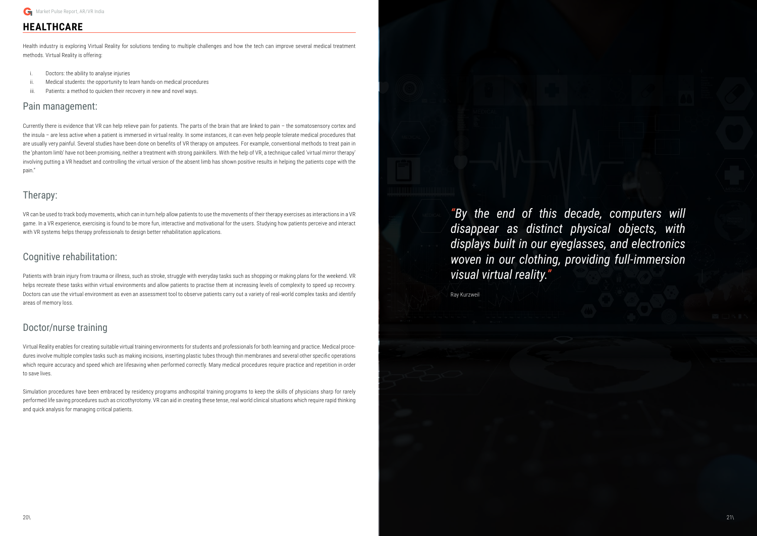## HEALTHCARE

Health industry is exploring Virtual Reality for solutions tending to multiple challenges and how the tech can improve several medical treatment methods. Virtual Reality is offering:

i. Doctors: the ability to analyse injuries
ii. Medical students: the opportunity to learn hands-on medical procedures
iii. Patients: a method to quicken their recovery in new and novel ways.

### Pain management:

Currently there is evidence that VR can help relieve pain for patients. The parts of the brain that are linked to pain – the somatosensory cortex and the insula – are less active when a patient is immersed in virtual reality. In some instances, it can even help people tolerate medical procedures that are usually very painful. Several studies have been done on benefits of VR therapy on amputees. For example, conventional methods to treat pain in the 'phantom limb' have not been promising, neither a treatment with strong painkillers. With the help of VR, a technique called 'virtual mirror therapy' involving putting a VR headset and controlling the virtual version of the absent limb has shown positive results in helping the patients cope with the pain."

### Therapy:

VR can be used to track body movements, which can in turn help allow patients to use the movements of their therapy exercises as interactions in a VR game. In a VR experience, exercising is found to be more fun, interactive and motivational for the users. Studying how patients perceive and interact with VR systems helps therapy professionals to design better rehabilitation applications.

### Cognitive rehabilitation:

Patients with brain injury from trauma or illness, such as stroke, struggle with everyday tasks such as shopping or making plans for the weekend. VR helps recreate these tasks within virtual environments and allow patients to practise them at increasing levels of complexity to speed up recovery. Doctors can use the virtual environment as even an assessment tool to observe patients carry out a variety of real-world complex tasks and identify areas of memory loss.

### Doctor/nurse training

Virtual Reality enables for creating suitable virtual training environments for students and professionals for both learning and practice. Medical procedures involve multiple complex tasks such as making incisions, inserting plastic tubes through thin membranes and several other specific operations which require accuracy and speed which are lifesaving when performed correctly. Many medical procedures require practice and repetition in order to save lives.

Simulation procedures have been embraced by residency programs andhospital training programs to keep the skills of physicians sharp for rarely performed life saving procedures such as cricothyrotomy. VR can aid in creating these tense, real world clinical situations which require rapid thinking and quick analysis for managing critical patients.

*"By the end of this decade, computers will disappear as distinct physical objects, with displays built in our eyeglasses, and electronics woven in our clothing, providing full-immersion visual virtual reality."*

Ray Kurzweil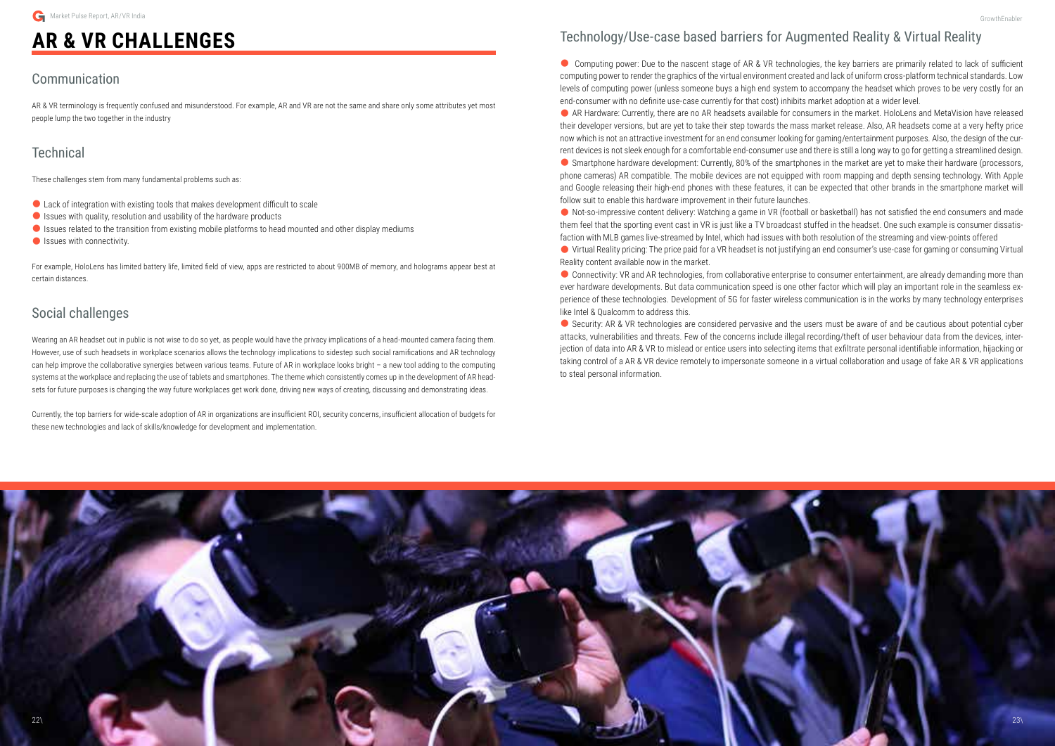# AR & VR CHALLENGES

## Communication

AR & VR terminology is frequently confused and misunderstood. For example, AR and VR are not the same and share only some attributes yet most people lump the two together in the industry

## Technical

These challenges stem from many fundamental problems such as:

- Lack of integration with existing tools that makes development difficult to scale
- Issues with quality, resolution and usability of the hardware products
- Issues related to the transition from existing mobile platforms to head mounted and other display mediums
- Issues with connectivity.

For example, HoloLens has limited battery life, limited field of view, apps are restricted to about 900MB of memory, and holograms appear best at certain distances.

## Social challenges

Wearing an AR headset out in public is not wise to do so yet, as people would have the privacy implications of a head-mounted camera facing them. However, use of such headsets in workplace scenarios allows the technology implications to sidestep such social ramifications and AR technology can help improve the collaborative synergies between various teams. Future of AR in workplace looks bright – a new tool adding to the computing systems at the workplace and replacing the use of tablets and smartphones. The theme which consistently comes up in the development of AR headsets for future purposes is changing the way future workplaces get work done, driving new ways of creating, discussing and demonstrating ideas.

Currently, the top barriers for wide-scale adoption of AR in organizations are insufficient ROI, security concerns, insufficient allocation of budgets for these new technologies and lack of skills/knowledge for development and implementation.

## Technology/Use-case based barriers for Augmented Reality & Virtual Reality

- Computing power: Due to the nascent stage of AR & VR technologies, the key barriers are primarily related to lack of sufficient computing power to render the graphics of the virtual environment created and lack of uniform cross-platform technical standards. Low levels of computing power (unless someone buys a high end system to accompany the headset which proves to be very costly for an end-consumer with no definite use-case currently for that cost) inhibits market adoption at a wider level.
- AR Hardware: Currently, there are no AR headsets available for consumers in the market. HoloLens and MetaVision have released their developer versions, but are yet to take their step towards the mass market release. Also, AR headsets come at a very hefty price now which is not an attractive investment for an end consumer looking for gaming/entertainment purposes. Also, the design of the current devices is not sleek enough for a comfortable end-consumer use and there is still a long way to go for getting a streamlined design.
- Smartphone hardware development: Currently, 80% of the smartphones in the market are yet to make their hardware (processors, phone cameras) AR compatible. The mobile devices are not equipped with room mapping and depth sensing technology. With Apple and Google releasing their high-end phones with these features, it can be expected that other brands in the smartphone market will follow suit to enable this hardware improvement in their future launches.
- Not-so-impressive content delivery: Watching a game in VR (football or basketball) has not satisfied the end consumers and made them feel that the sporting event cast in VR is just like a TV broadcast stuffed in the headset. One such example is consumer dissatisfaction with MLB games live-streamed by Intel, which had issues with both resolution of the streaming and view-points offered
- Virtual Reality pricing: The price paid for a VR headset is not justifying an end consumer's use-case for gaming or consuming Virtual Reality content available now in the market.
- Connectivity: VR and AR technologies, from collaborative enterprise to consumer entertainment, are already demanding more than ever hardware developments. But data communication speed is one other factor which will play an important role in the seamless experience of these technologies. Development of 5G for faster wireless communication is in the works by many technology enterprises like Intel & Qualcomm to address this.
- Security: AR & VR technologies are considered pervasive and the users must be aware of and be cautious about potential cyber attacks, vulnerabilities and threats. Few of the concerns include illegal recording/theft of user behaviour data from the devices, injection of data into AR & VR to mislead or entice users into selecting items that exfiltrate personal identifiable information, hijacking or taking control of a AR & VR device remotely to impersonate someone in a virtual collaboration and usage of fake AR & VR applications to steal personal information.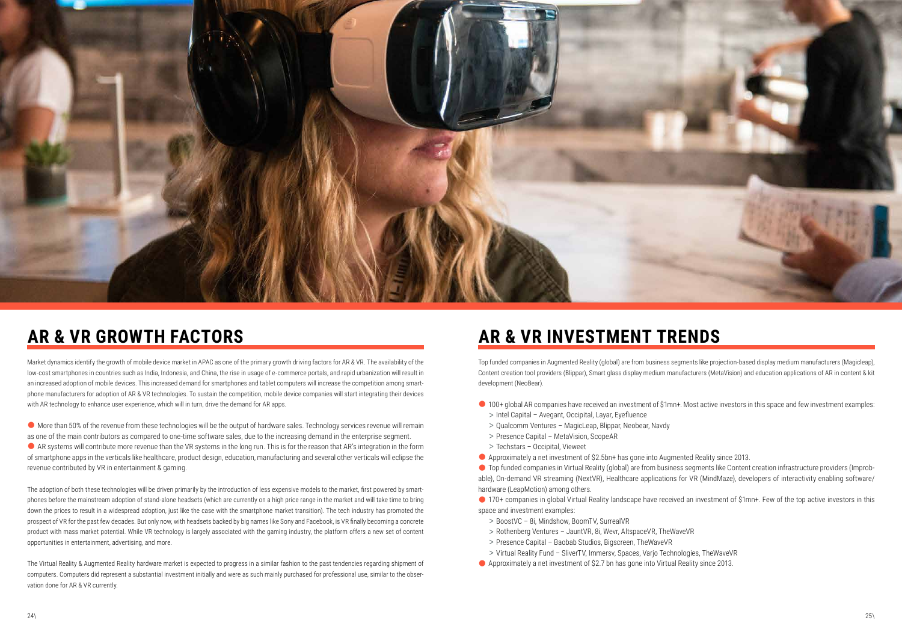## AR & VR GROWTH FACTORS

Market dynamics identify the growth of mobile device market in APAC as one of the primary growth driving factors for AR & VR. The availability of the low-cost smartphones in countries such as India, Indonesia, and China, the rise in usage of e-commerce portals, and rapid urbanization will result in an increased adoption of mobile devices. This increased demand for smartphones and tablet computers will increase the competition among smartphone manufacturers for adoption of AR & VR technologies. To sustain the competition, mobile device companies will start integrating their devices with AR technology to enhance user experience, which will in turn, drive the demand for AR apps.

- More than 50% of the revenue from these technologies will be the output of hardware sales. Technology services revenue will remain as one of the main contributors as compared to one-time software sales, due to the increasing demand in the enterprise segment.
- AR systems will contribute more revenue than the VR systems in the long run. This is for the reason that AR's integration in the form of smartphone apps in the verticals like healthcare, product design, education, manufacturing and several other verticals will eclipse the revenue contributed by VR in entertainment & gaming.

The adoption of both these technologies will be driven primarily by the introduction of less expensive models to the market, first powered by smartphones before the mainstream adoption of stand-alone headsets (which are currently on a high price range in the market and will take time to bring down the prices to result in a widespread adoption, just like the case with the smartphone market transition). The tech industry has promoted the prospect of VR for the past few decades. But only now, with headsets backed by big names like Sony and Facebook, is VR finally becoming a concrete product with mass market potential. While VR technology is largely associated with the gaming industry, the platform offers a new set of content opportunities in entertainment, advertising, and more.

The Virtual Reality & Augmented Reality hardware market is expected to progress in a similar fashion to the past tendencies regarding shipment of computers. Computers did represent a substantial investment initially and were as such mainly purchased for professional use, similar to the observation done for AR & VR currently.

## AR & VR INVESTMENT TRENDS

Top funded companies in Augmented Reality (global) are from business segments like projection-based display medium manufacturers (Magicleap), Content creation tool providers (Blippar), Smart glass display medium manufacturers (MetaVision) and education applications of AR in content & kit development (NeoBear).

- 100+ global AR companies have received an investment of $1mn+. Most active investors in this space and few investment examples:
  - > Intel Capital – Avegant, Occipital, Layar, Eyefluence
  - > Qualcomm Ventures – MagicLeap, Blippar, Neobear, Navdy
  - > Presence Capital – MetaVision, ScopeAR
  - > Techstars – Occipital, Vieweet
- Approximately a net investment of $2.5bn+ has gone into Augmented Reality since 2013.
- Top funded companies in Virtual Reality (global) are from business segments like Content creation infrastructure providers (Improbable), On-demand VR streaming (NextVR), Healthcare applications for VR (MindMaze), developers of interactivity enabling software/hardware (LeapMotion) among others.
- 170+ companies in global Virtual Reality landscape have received an investment of $1mn+. Few of the top active investors in this space and investment examples:
  - > BoostVC – 8i, Mindshow, BoomTV, SurrealVR
  - > Rothenberg Ventures – JauntVR, 8i, Wevr, AltspaceVR, TheWaveVR
  - > Presence Capital – Baobab Studios, Bigscreen, TheWaveVR
  - > Virtual Reality Fund – SliverTV, Immersv, Spaces, Varjo Technologies, TheWaveVR
- Approximately a net investment of $2.7 bn has gone into Virtual Reality since 2013.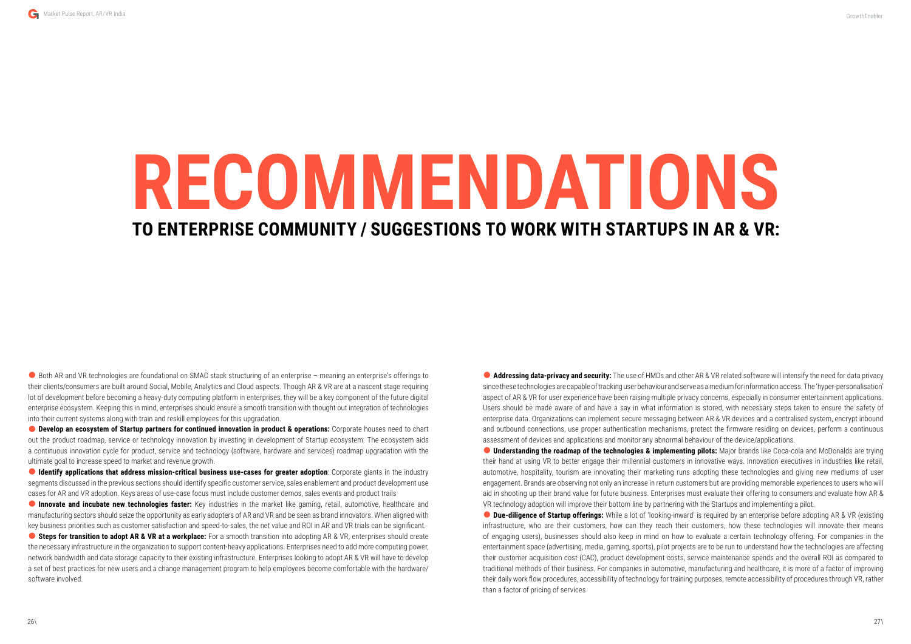# RECOMMENDATIONS

## TO ENTERPRISE COMMUNITY / SUGGESTIONS TO WORK WITH STARTUPS IN AR & VR:

- Both AR and VR technologies are foundational on SMAC stack structuring of an enterprise – meaning an enterprise's offerings to their clients/consumers are built around Social, Mobile, Analytics and Cloud aspects. Though AR & VR are at a nascent stage requiring lot of development before becoming a heavy-duty computing platform in enterprises, they will be a key component of the future digital enterprise ecosystem. Keeping this in mind, enterprises should ensure a smooth transition with thought out integration of technologies into their current systems along with train and reskill employees for this upgradation.
- **Develop an ecosystem of Startup partners for continued innovation in product & operations:** Corporate houses need to chart out the product roadmap, service or technology innovation by investing in development of Startup ecosystem. The ecosystem aids a continuous innovation cycle for product, service and technology (software, hardware and services) roadmap upgradation with the ultimate goal to increase speed to market and revenue growth.
- **Identify applications that address mission-critical business use-cases for greater adoption**: Corporate giants in the industry segments discussed in the previous sections should identify specific customer service, sales enablement and product development use cases for AR and VR adoption. Keys areas of use-case focus must include customer demos, sales events and product trails
- **Innovate and incubate new technologies faster:** Key industries in the market like gaming, retail, automotive, healthcare and manufacturing sectors should seize the opportunity as early adopters of AR and VR and be seen as brand innovators. When aligned with key business priorities such as customer satisfaction and speed-to-sales, the net value and ROI in AR and VR trials can be significant.
- **Steps for transition to adopt AR & VR at a workplace:** For a smooth transition into adopting AR & VR, enterprises should create the necessary infrastructure in the organization to support content-heavy applications. Enterprises need to add more computing power, network bandwidth and data storage capacity to their existing infrastructure. Enterprises looking to adopt AR & VR will have to develop a set of best practices for new users and a change management program to help employees become comfortable with the hardware/ software involved.
- **Addressing data-privacy and security:** The use of HMDs and other AR & VR related software will intensify the need for data privacy since these technologies are capable of tracking user behaviour and serve as a medium for information access. The 'hyper-personalisation' aspect of AR & VR for user experience have been raising multiple privacy concerns, especially in consumer entertainment applications. Users should be made aware of and have a say in what information is stored, with necessary steps taken to ensure the safety of enterprise data. Organizations can implement secure messaging between AR & VR devices and a centralised system, encrypt inbound and outbound connections, use proper authentication mechanisms, protect the firmware residing on devices, perform a continuous assessment of devices and applications and monitor any abnormal behaviour of the device/applications.
- **Understanding the roadmap of the technologies & implementing pilots:** Major brands like Coca-cola and McDonalds are trying their hand at using VR to better engage their millennial customers in innovative ways. Innovation executives in industries like retail, automotive, hospitality, tourism are innovating their marketing runs adopting these technologies and giving new mediums of user engagement. Brands are observing not only an increase in return customers but are providing memorable experiences to users who will aid in shooting up their brand value for future business. Enterprises must evaluate their offering to consumers and evaluate how AR & VR technology adoption will improve their bottom line by partnering with the Startups and implementing a pilot.
- **Due-diligence of Startup offerings:** While a lot of 'looking-inward' is required by an enterprise before adopting AR & VR (existing infrastructure, who are their customers, how can they reach their customers, how these technologies will innovate their means of engaging users), businesses should also keep in mind on how to evaluate a certain technology offering. For companies in the entertainment space (advertising, media, gaming, sports), pilot projects are to be run to understand how the technologies are affecting their customer acquisition cost (CAC), product development costs, service maintenance spends and the overall ROI as compared to traditional methods of their business. For companies in automotive, manufacturing and healthcare, it is more of a factor of improving their daily work flow procedures, accessibility of technology for training purposes, remote accessibility of procedures through VR, rather than a factor of pricing of services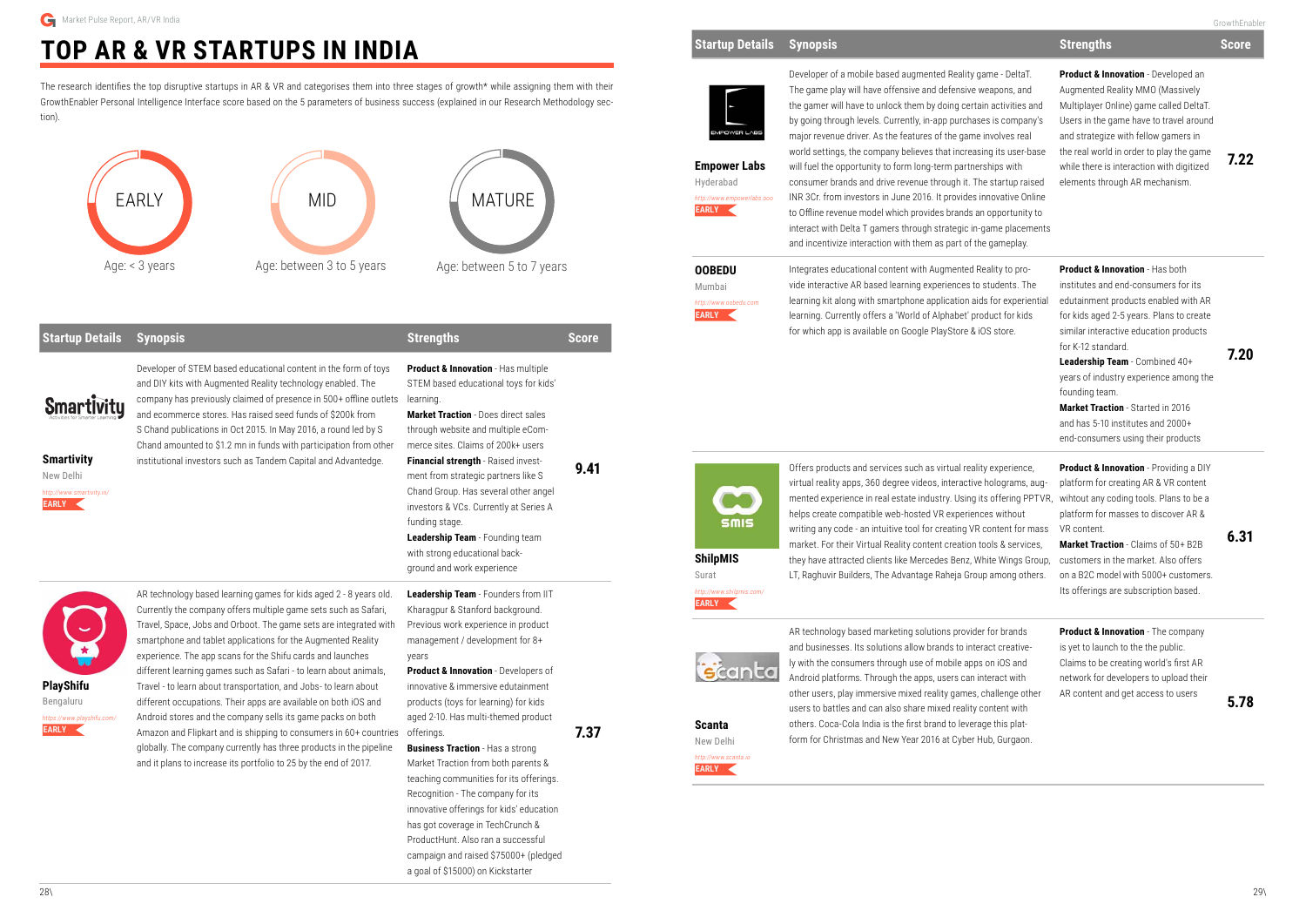# TOP AR & VR STARTUPS IN INDIA

The research identifies the top disruptive startups in AR & VR and categorises them into three stages of growth* while assigning them with their GrowthEnabler Personal Intelligence Interface score based on the 5 parameters of business success (explained in our Research Methodology section).

- **EARLY** — Age: < 3 years
- **MID** — Age: between 3 to 5 years
- **MATURE** — Age: between 5 to 7 years

| Startup Details | Synopsis | Strengths | Score |
|---|---|---|---|
| **Smartivity**<br>New Delhi<br>http://www.smartivity.in/<br>EARLY | Developer of STEM based educational content in the form of toys and DIY kits with Augmented Reality technology enabled. The company has previously claimed of presence in 500+ offline outlets and ecommerce stores. Has raised seed funds of $200k from S Chand publications in Oct 2015. In May 2016, a round led by S Chand amounted to $1.2 mn in funds with participation from other institutional investors such as Tandem Capital and Advantedge. | **Product & Innovation** - Has multiple STEM based educational toys for kids' learning.<br>**Market Traction** - Does direct sales through website and multiple eCommerce sites. Claims of 200k+ users<br>**Financial strength** - Raised investment from strategic partners like S Chand Group. Has several other angel investors & VCs. Currently at Series A funding stage.<br>**Leadership Team** - Founding team with strong educational background and work experience | 9.41 |
| **PlayShifu**<br>Bengaluru<br>https://www.playshifu.com/<br>EARLY | AR technology based learning games for kids aged 2 - 8 years old. Currently the company offers multiple game sets such as Safari, Travel, Space, Jobs and Orboot. The games sets are integrated with smartphone and tablet applications for the Augmented Reality experience. The app scans for the Shifu cards and launches different learning games such as Safari - to learn about animals, Travel - to learn about transportation, and Jobs- to learn about different occupations. Their apps are available on both iOS and Android stores and the company sells its game packs on both Amazon and Flipkart and is shipping to consumers in 60+ countries globally. The company currently has three products in the pipeline and it plans to increase its portfolio to 25 by the end of 2017. | **Leadership Team** - Founders from IIT Kharagpur & Stanford background. Previous work experience in product management / development for 8+ years<br>**Product & Innovation** - Developers of innovative & immersive edutainment products (toys for learning) for kids aged 2-10. Has multi-themed product offerings.<br>**Business Traction** - Has a strong Market Traction from both parents & teaching communities for its offerings.<br>Recognition - The company for its innovative offerings for kids' education has got coverage in TechCrunch & ProductHunt. Also ran a successful campaign and raised $75000+ (pledged a goal of $15000) on Kickstarter | 7.37 |
| **Empower Labs**<br>Hyderabad<br>http://www.empowerlabs.ooo<br>EARLY | Developer of a mobile based augmented Reality game - DeltaT. The game play will have offensive and defensive weapons, and the gamer will have to unlock them by doing certain activities and by going through levels. Currently, in-app purchases is company's major revenue driver. As the features of the game involves real world settings, the company believes that increasing its user-base will fuel the opportunity to form long-term partnerships with consumer brands and drive revenue through it. The startup raised INR 3Cr. from investors in June 2016. It provides innovative Online to Offline revenue model which provides brands an opportunity to interact with Delta T gamers through strategic in-game placements and incentivize interaction with them as part of the gameplay. | **Product & Innovation** - Developed an Augmented Reality MMO (Massively Multiplayer Online) game called DeltaT. Users in the game have to travel around and strategize with fellow gamers in the real world in order to play the game while there is interaction with digitized elements through AR mechanism. | 7.22 |
| **OOBEDU**<br>Mumbai<br>http://www.oobedu.com<br>EARLY | Integrates educational content with Augmented Reality to provide interactive AR based learning experiences to students. The learning kit along with smartphone application aids for experiential learning. Currently offers a 'World of Alphabet' product for kids for which app is available on Google PlayStore & iOS store. | **Product & Innovation** - Has both institutes and end-consumers for its edutainment products enabled with AR for kids aged 2-5 years. Plans to create similar interactive education products for K-12 standard.<br>**Leadership Team** - Combined 40+ years of industry experience among the founding team.<br>**Market Traction** - Started in 2016 and has 5-10 institutes and 2000+ end-consumers using their products | 7.20 |
| **ShilpMIS**<br>Surat<br>http://www.shilpmis.com/<br>EARLY | Offers products and services such as virtual reality experience, virtual reality apps, 360 degree videos, interactive holograms, augmented experience in real estate industry. Using its offering PPTVR, helps create compatible web-hosted VR experiences without writing any code - an intuitive tool for creating VR content for mass market. For their Virtual Reality content creation tools & services, they have attracted clients like Mercedes Benz, White Wings Group, LT, Raghuvir Builders, The Advantage Raheja Group among others. | **Product & Innovation** - Providing a DIY platform for creating AR & VR content wihtout any coding tools. Plans to be a platform for masses to discover AR & VR content.<br>**Market Traction** - Claims of 50+ B2B customers in the market. Also offers on a B2C model with 5000+ customers. Its offerings are subscription based. | 6.31 |
| **Scanta**<br>New Delhi<br>http://www.scanta.io<br>EARLY | AR technology based marketing solutions provider for brands and businesses. Its solutions allow brands to interact creatively with the consumers through use of mobile apps on iOS and Android platforms. Through the apps, users can interact with other users, play immersive mixed reality games, challenge other users to battles and can also share mixed reality content with others. Coca-Cola India is the first brand to leverage this platform for Christmas and New Year 2016 at Cyber Hub, Gurgaon. | **Product & Innovation** - The company is yet to launch to the the public. Claims to be creating world's first AR network for developers to upload their AR content and get access to users | 5.78 |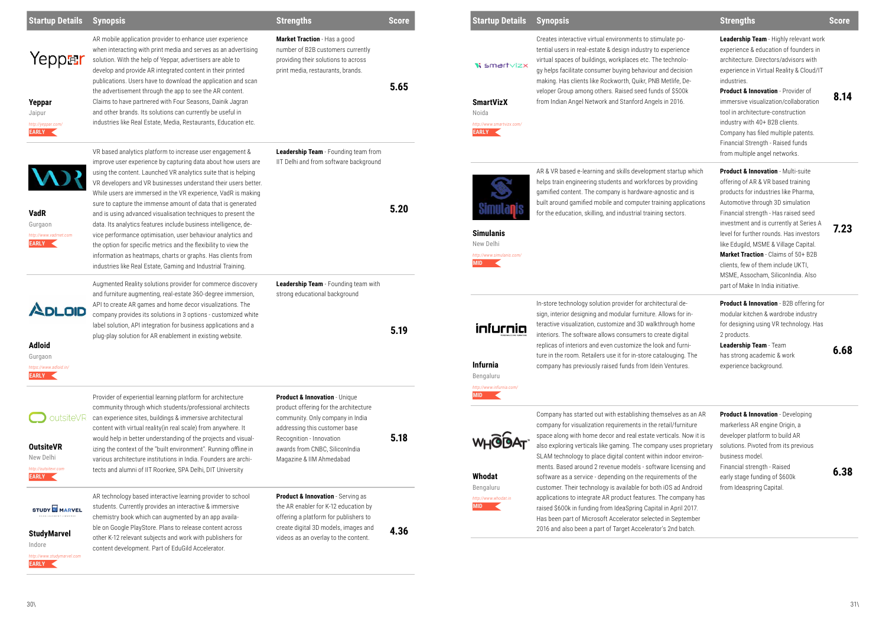| Startup Details | Synopsis | Strengths | Score |
|---|---|---|---|
| **Yeppar**<br>Jaipur<br>http://yeppar.com/<br>EARLY | AR mobile application provider to enhance user experience when interacting with print media and serves as an advertising solution. With the help of Yeppar, advertisers are able to develop and provide AR integrated content in their printed publications. Users have to download the application and scan the advertisement through the app to see the AR content. Claims to have partnered with Four Seasons, Dainik Jagran and other brands. Its solutions can currently be useful in industries like Real Estate, Media, Restaurants, Education etc. | **Market Traction** - Has a good number of B2B customers currently providing their solutions to across print media, restaurants, brands. | 5.65 |
| **VadR**<br>Gurgaon<br>http://www.vadrnet.com<br>EARLY | VR based analytics platform to increase user engagement & improve user experience by capturing data about how users are using the content. Launched VR analytics suite that is helping VR developers and VR businesses understand their users better. While users are immersed in the VR experience, VadR is making sure to capture the immense amount of data that is generated and is using advanced visualisation techniques to present the data. Its analytics features include business intelligence, device performance optimisation, user behaviour analytics and the option for specific metrics and the flexibility to view the information as heatmaps, charts or graphs. Has clients from industries like Real Estate, Gaming and Industrial Training. | **Leadership Team** - Founding team from IIT Delhi and from software background | 5.20 |
| **Adloid**<br>Gurgaon<br>https://www.adloid.in/<br>EARLY | Augmented Reality solutions provider for commerce discovery and furniture augmenting, real-estate 360-degree immersion, API to create AR games and home decor visualizations. The company provides its solutions in 3 options - customized white label solution, API integration for business applications and a plug-play solution for AR enablement in existing website. | **Leadership Team** - Founding team with strong educational background | 5.19 |
| **OutsiteVR**<br>New Delhi<br>http://outsitevr.com<br>EARLY | Provider of experiential learning platform for architecture community through which students/professional architects can experience sites, buildings & immersive architectural content with virtual reality(in real scale) from anywhere. It would help in better understanding of the projects and visualizing the context of the "built environment". Running offline in various architecture institutions in India. Founders are architects and alumni of IIT Roorkee, SPA Delhi, DIT University | **Product & Innovation** - Unique product offering for the architecture community. Only company in India addressing this customer base Recognition - Innovation awards from CNBC, SiliconIndia Magazine & IIM Ahmedabad | 5.18 |
| **StudyMarvel**<br>Indore<br>http://www.studymarvel.com<br>EARLY | AR technology based interactive learning provider to school students. Currently provides an interactive & immersive chemistry book which can augmented by an app available on Google PlayStore. Plans to release content across other K-12 relevant subjects and work with publishers for content development. Part of EduGild Accelerator. | **Product & Innovation** - Serving as the AR enabler for K-12 education by offering a platform for publishers to create digital 3D models, images and videos as an overlay to the content. | 4.36 |
| **SmartVizX**<br>Noida<br>http://www.smartvizx.com/<br>EARLY | Creates interactive virtual environments to stimulate potential users in real-estate & design industry to experience virtual spaces of buildings, workplaces etc. The technology helps facilitate consumer buying behaviour and decision making. Has clients like Rockworth, Quikr, PNB Metlife, Developer Group among others. Raised seed funds of $500k from Indian Angel Network and Stanford Angels in 2016. | **Leadership Team** - Highly relevant work experience & education of founders in architecture. Directors/advisors with experience in Virtual Reality & Cloud/IT industries.<br>**Product & Innovation** - Provider of immersive visualization/collaboration tool in architecture-construction industry with 40+ B2B clients. Company has filed multiple patents. Financial Strength - Raised funds from multiple angel networks. | 8.14 |
| **Simulanis**<br>New Delhi<br>http://www.simulanis.com/<br>MID | AR & VR based e-learning and skills development startup which helps train engineering students and workforces by providing gamified content. The company is hardware-agnostic and is built around gamified mobile and computer training applications for the education, skilling, and industrial training sectors. | **Product & Innovation** - Multi-suite offering of AR & VR based training products for industries like Pharma, Automotive through 3D simulation Financial strength - Has raised seed investment and is currently at Series A level for further rounds. Has investors like Edugild, MSME & Village Capital.<br>**Market Traction** - Claims of 50+ B2B clients, few of them include UKTI, MSME, Assocham, SiliconIndia. Also part of Make In India initiative. | 7.23 |
| **Infurnia**<br>Bengaluru<br>http://www.infurnia.com/<br>MID | In-store technology solution provider for architectural design, interior designing and modular furniture. Allows for interactive visualization, customize and 3D walkthrough home interiors. The software allows consumers to create digital replicas of interiors and even customize the look and furniture in the room. Retailers use it for in-store cataloguing. The company has previously raised funds from Idein Ventures. | **Product & Innovation** - B2B offering for modular kitchen & wardrobe industry for designing using VR technology. Has 2 products.<br>**Leadership Team** - Team has strong academic & work experience background. | 6.68 |
| **Whodat**<br>Bengaluru<br>http://www.whodat.in<br>MID | Company has started out with establishing themselves as an AR company for visualization requirements in the retail/furniture space along with home decor and real estate verticals. Now it is also exploring verticals like gaming. The company uses proprietary SLAM technology to place digital content within indoor environments. Based around 2 revenue models - software licensing and software as a service - depending on the requirements of the customer. Their technology is available for both iOS ad Android applications to integrate AR product features. The company has raised $600k in funding from IdeaSpring Capital in April 2017. Has been part of Microsoft Accelerator selected in September 2016 and also been a part of Target Accelerator's 2nd batch. | **Product & Innovation** - Developing markerless AR engine Origin, a developer platform to build AR solutions. Pivoted from its previous business model. Financial strength - Raised early stage funding of $600k from Ideaspring Capital. | 6.38 |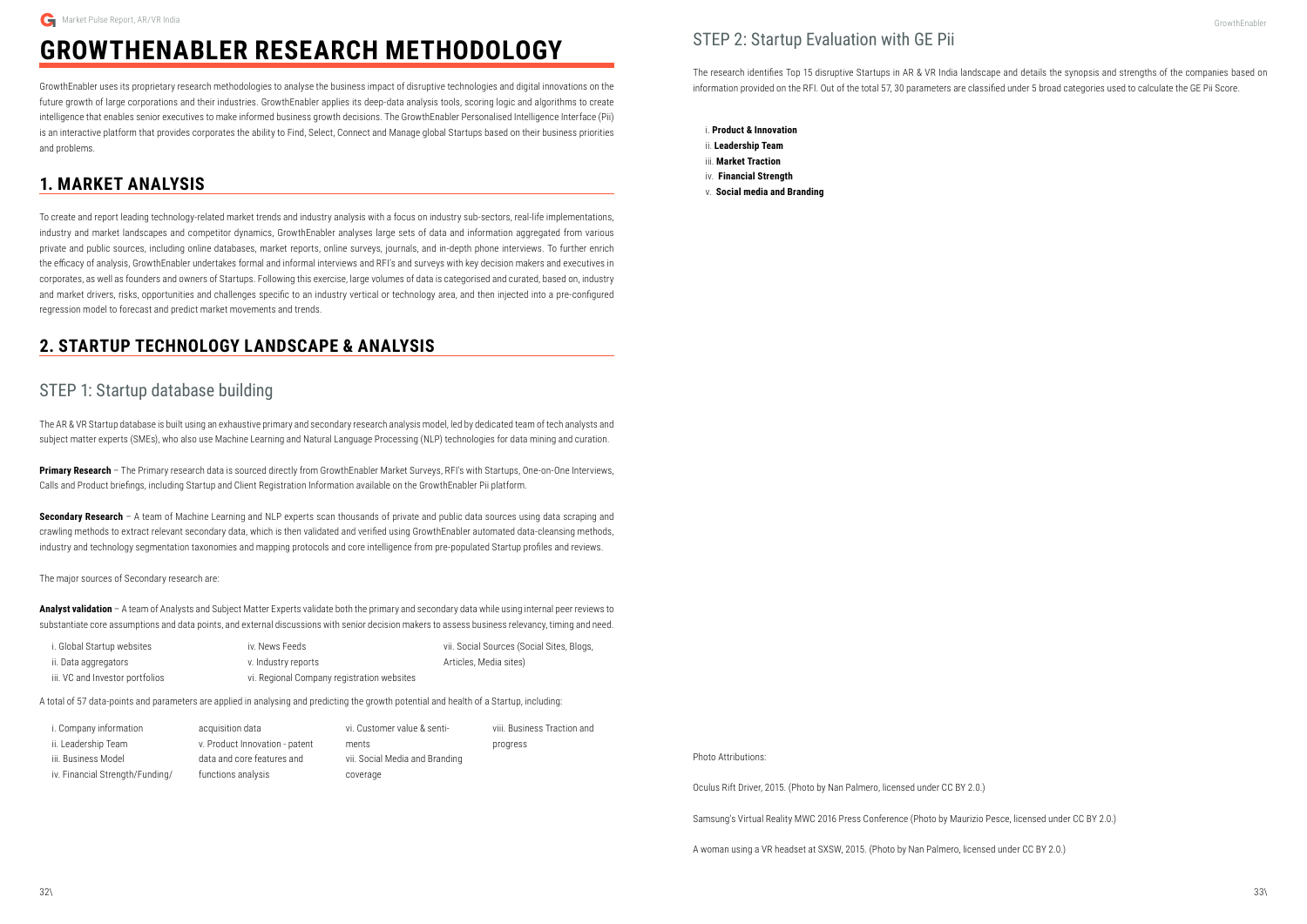# GROWTHENABLER RESEARCH METHODOLOGY

GrowthEnabler uses its proprietary research methodologies to analyse the business impact of disruptive technologies and digital innovations on the future growth of large corporations and their industries. GrowthEnabler applies its deep-data analysis tools, scoring logic and algorithms to create intelligence that enables senior executives to make informed business growth decisions. The GrowthEnabler Personalised Intelligence Interface (Pii) is an interactive platform that provides corporates the ability to Find, Select, Connect and Manage global Startups based on their business priorities and problems.

## 1. MARKET ANALYSIS

To create and report leading technology-related market trends and industry analysis with a focus on industry sub-sectors, real-life implementations, industry and market landscapes and competitor dynamics, GrowthEnabler analyses large sets of data and information aggregated from various private and public sources, including online databases, market reports, online surveys, journals, and in-depth phone interviews. To further enrich the efficacy of analysis, GrowthEnabler undertakes formal and informal interviews and RFI's and surveys with key decision makers and executives in corporates, as well as founders and owners of Startups. Following this exercise, large volumes of data is categorised and curated, based on, industry and market drivers, risks, opportunities and challenges specific to an industry vertical or technology area, and then injected into a pre-configured regression model to forecast and predict market movements and trends.

## 2. STARTUP TECHNOLOGY LANDSCAPE & ANALYSIS

### STEP 1: Startup database building

The AR & VR Startup database is built using an exhaustive primary and secondary research analysis model, led by dedicated team of tech analysts and subject matter experts (SMEs), who also use Machine Learning and Natural Language Processing (NLP) technologies for data mining and curation.

**Primary Research** – The Primary research data is sourced directly from GrowthEnabler Market Surveys, RFI's with Startups, One-on-One Interviews, Calls and Product briefings, including Startup and Client Registration Information available on the GrowthEnabler Pii platform.

**Secondary Research** – A team of Machine Learning and NLP experts scan thousands of private and public data sources using data scraping and crawling methods to extract relevant secondary data, which is then validated and verified using GrowthEnabler automated data-cleansing methods, industry and technology segmentation taxonomies and mapping protocols and core intelligence from pre-populated Startup profiles and reviews.

The major sources of Secondary research are:

**Analyst validation** – A team of Analysts and Subject Matter Experts validate both the primary and secondary data while using internal peer reviews to substantiate core assumptions and data points, and external discussions with senior decision makers to assess business relevancy, timing and need.

i. Global Startup websites
ii. Data aggregators
iii. VC and Investor portfolios
iv. News Feeds
v. Industry reports
vi. Regional Company registration websites
vii. Social Sources (Social Sites, Blogs, Articles, Media sites)

A total of 57 data-points and parameters are applied in analysing and predicting the growth potential and health of a Startup, including:

i. Company information
ii. Leadership Team
iii. Business Model
iv. Financial Strength/Funding/acquisition data
v. Product Innovation - patent data and core features and functions analysis
vi. Customer value & sentiments
vii. Social Media and Branding coverage
viii. Business Traction and progress

### STEP 2: Startup Evaluation with GE Pii

The research identifies Top 15 disruptive Startups in AR & VR India landscape and details the synopsis and strengths of the companies based on information provided on the RFI. Out of the total 57, 30 parameters are classified under 5 broad categories used to calculate the GE Pii Score.

i. **Product & Innovation**
ii. **Leadership Team**
iii. **Market Traction**
iv. **Financial Strength**
v. **Social media and Branding**

Photo Attributions:

Oculus Rift Driver, 2015. (Photo by Nan Palmero, licensed under CC BY 2.0.)

Samsung's Virtual Reality MWC 2016 Press Conference (Photo by Maurizio Pesce, licensed under CC BY 2.0.)

A woman using a VR headset at SXSW, 2015. (Photo by Nan Palmero, licensed under CC BY 2.0.)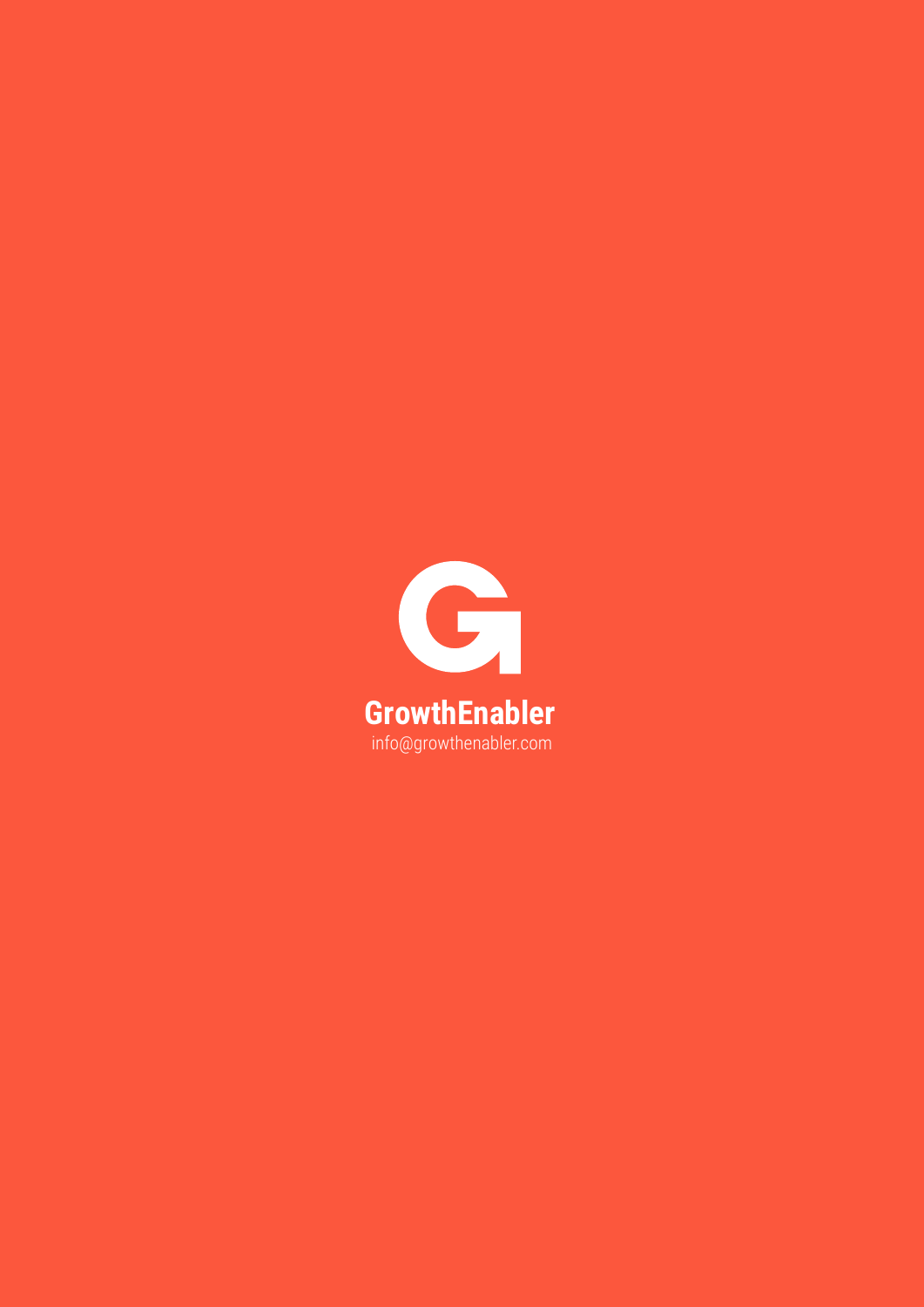**GrowthEnabler**

info@growthenabler.com